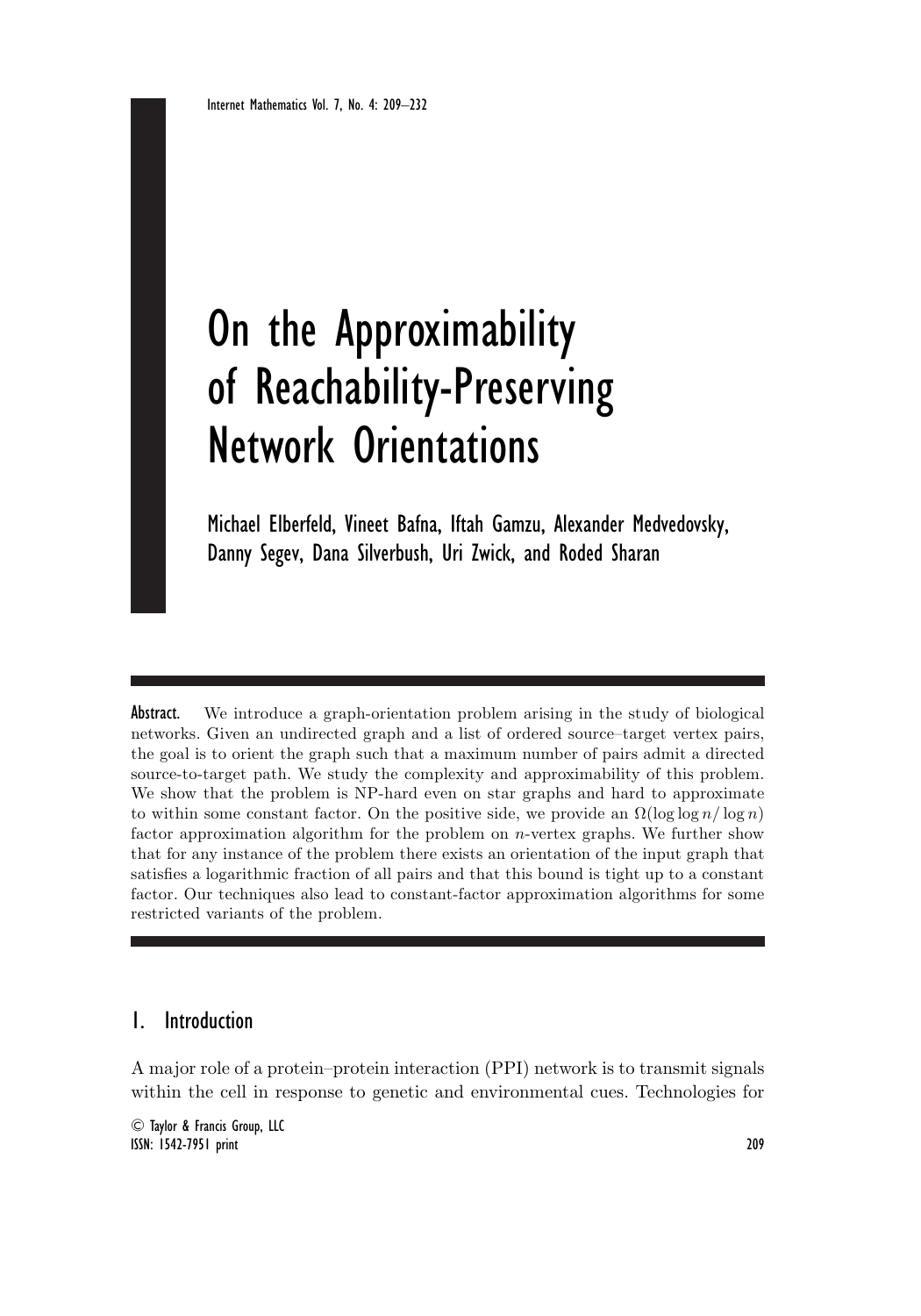# On the Approximability of Reachability-Preserving Network Orientations

Michael Elberfeld, Vineet Bafna, Iftah Gamzu, Alexander Medvedovsky, Danny Segev, Dana Silverbush, Uri Zwick, and Roded Sharan

**Abstract.** We introduce a graph-orientation problem arising in the study of biological networks. Given an undirected graph and a list of ordered source–target vertex pairs, the goal is to orient the graph such that a maximum number of pairs admit a directed source-to-target path. We study the complexity and approximability of this problem. We show that the problem is NP-hard even on star graphs and hard to approximate to within some constant factor. On the positive side, we provide an $\Omega(\log \log n / \log n)$ factor approximation algorithm for the problem on $n$-vertex graphs. We further show that for any instance of the problem there exists an orientation of the input graph that satisfies a logarithmic fraction of all pairs and that this bound is tight up to a constant factor. Our techniques also lead to constant-factor approximation algorithms for some restricted variants of the problem.

## 1. Introduction

A major role of a protein–protein interaction (PPI) network is to transmit signals within the cell in response to genetic and environmental cues. Technologies for

© Taylor & Francis Group, LLC
ISSN: 1542-7951 print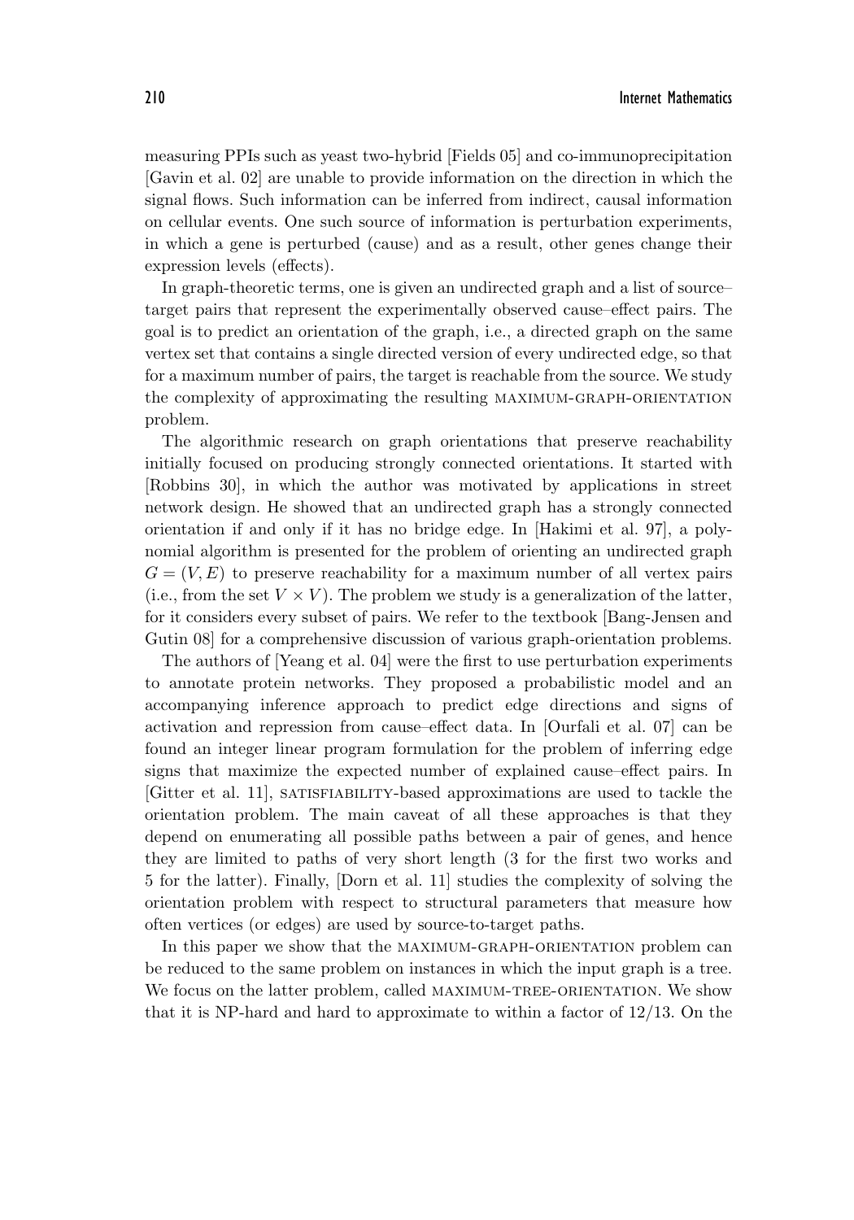measuring PPIs such as yeast two-hybrid [Fields 05] and co-immunoprecipitation [Gavin et al. 02] are unable to provide information on the direction in which the signal flows. Such information can be inferred from indirect, causal information on cellular events. One such source of information is perturbation experiments, in which a gene is perturbed (cause) and as a result, other genes change their expression levels (effects).

In graph-theoretic terms, one is given an undirected graph and a list of source–target pairs that represent the experimentally observed cause–effect pairs. The goal is to predict an orientation of the graph, i.e., a directed graph on the same vertex set that contains a single directed version of every undirected edge, so that for a maximum number of pairs, the target is reachable from the source. We study the complexity of approximating the resulting MAXIMUM-GRAPH-ORIENTATION problem.

The algorithmic research on graph orientations that preserve reachability initially focused on producing strongly connected orientations. It started with [Robbins 30], in which the author was motivated by applications in street network design. He showed that an undirected graph has a strongly connected orientation if and only if it has no bridge edge. In [Hakimi et al. 97], a polynomial algorithm is presented for the problem of orienting an undirected graph $G = (V, E)$ to preserve reachability for a maximum number of all vertex pairs (i.e., from the set $V \times V$). The problem we study is a generalization of the latter, for it considers every subset of pairs. We refer to the textbook [Bang-Jensen and Gutin 08] for a comprehensive discussion of various graph-orientation problems.

The authors of [Yeang et al. 04] were the first to use perturbation experiments to annotate protein networks. They proposed a probabilistic model and an accompanying inference approach to predict edge directions and signs of activation and repression from cause–effect data. In [Ourfali et al. 07] can be found an integer linear program formulation for the problem of inferring edge signs that maximize the expected number of explained cause–effect pairs. In [Gitter et al. 11], SATISFIABILITY-based approximations are used to tackle the orientation problem. The main caveat of all these approaches is that they depend on enumerating all possible paths between a pair of genes, and hence they are limited to paths of very short length (3 for the first two works and 5 for the latter). Finally, [Dorn et al. 11] studies the complexity of solving the orientation problem with respect to structural parameters that measure how often vertices (or edges) are used by source-to-target paths.

In this paper we show that the MAXIMUM-GRAPH-ORIENTATION problem can be reduced to the same problem on instances in which the input graph is a tree. We focus on the latter problem, called MAXIMUM-TREE-ORIENTATION. We show that it is NP-hard and hard to approximate to within a factor of 12/13. On the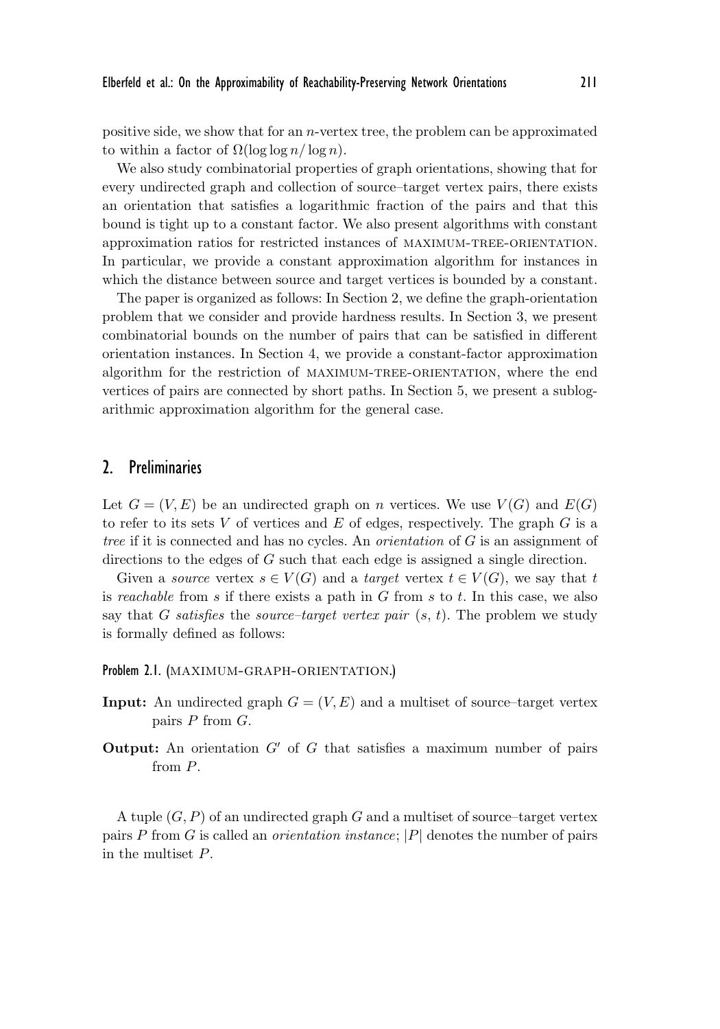positive side, we show that for an $n$-vertex tree, the problem can be approximated to within a factor of $\Omega(\log \log n / \log n)$.

We also study combinatorial properties of graph orientations, showing that for every undirected graph and collection of source–target vertex pairs, there exists an orientation that satisfies a logarithmic fraction of the pairs and that this bound is tight up to a constant factor. We also present algorithms with constant approximation ratios for restricted instances of MAXIMUM-TREE-ORIENTATION. In particular, we provide a constant approximation algorithm for instances in which the distance between source and target vertices is bounded by a constant.

The paper is organized as follows: In Section 2, we define the graph-orientation problem that we consider and provide hardness results. In Section 3, we present combinatorial bounds on the number of pairs that can be satisfied in different orientation instances. In Section 4, we provide a constant-factor approximation algorithm for the restriction of MAXIMUM-TREE-ORIENTATION, where the end vertices of pairs are connected by short paths. In Section 5, we present a sublogarithmic approximation algorithm for the general case.

## 2. Preliminaries

Let $G = (V, E)$ be an undirected graph on $n$ vertices. We use $V(G)$ and $E(G)$ to refer to its sets $V$ of vertices and $E$ of edges, respectively. The graph $G$ is a *tree* if it is connected and has no cycles. An *orientation* of $G$ is an assignment of directions to the edges of $G$ such that each edge is assigned a single direction.

Given a *source* vertex $s \in V(G)$ and a *target* vertex $t \in V(G)$, we say that $t$ is *reachable* from $s$ if there exists a path in $G$ from $s$ to $t$. In this case, we also say that $G$ *satisfies* the *source–target vertex pair* $(s, t)$. The problem we study is formally defined as follows:

**Problem 2.1.** (MAXIMUM-GRAPH-ORIENTATION.)

- **Input:** An undirected graph $G = (V, E)$ and a multiset of source–target vertex pairs $P$ from $G$.
- **Output:** An orientation $G'$ of $G$ that satisfies a maximum number of pairs from $P$.

A tuple $(G, P)$ of an undirected graph $G$ and a multiset of source–target vertex pairs $P$ from $G$ is called an *orientation instance*; $|P|$ denotes the number of pairs in the multiset $P$.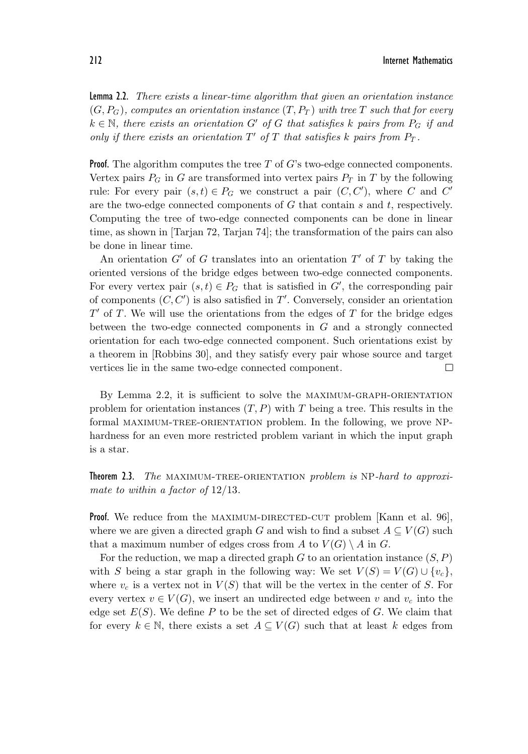**Lemma 2.2.** *There exists a linear-time algorithm that given an orientation instance $(G, P_G)$, computes an orientation instance $(T, P_T)$ with tree $T$ such that for every $k \in \mathbb{N}$, there exists an orientation $G'$ of $G$ that satisfies $k$ pairs from $P_G$ if and only if there exists an orientation $T'$ of $T$ that satisfies $k$ pairs from $P_T$.*

**Proof.** The algorithm computes the tree $T$ of $G$'s two-edge connected components. Vertex pairs $P_G$ in $G$ are transformed into vertex pairs $P_T$ in $T$ by the following rule: For every pair $(s,t) \in P_G$ we construct a pair $(C, C')$, where $C$ and $C'$ are the two-edge connected components of $G$ that contain $s$ and $t$, respectively. Computing the tree of two-edge connected components can be done in linear time, as shown in [Tarjan 72, Tarjan 74]; the transformation of the pairs can also be done in linear time.

An orientation $G'$ of $G$ translates into an orientation $T'$ of $T$ by taking the oriented versions of the bridge edges between two-edge connected components. For every vertex pair $(s,t) \in P_G$ that is satisfied in $G'$, the corresponding pair of components $(C, C')$ is also satisfied in $T'$. Conversely, consider an orientation $T'$ of $T$. We will use the orientations from the edges of $T$ for the bridge edges between the two-edge connected components in $G$ and a strongly connected orientation for each two-edge connected component. Such orientations exist by a theorem in [Robbins 30], and they satisfy every pair whose source and target vertices lie in the same two-edge connected component. □

By Lemma 2.2, it is sufficient to solve the MAXIMUM-GRAPH-ORIENTATION problem for orientation instances $(T, P)$ with $T$ being a tree. This results in the formal MAXIMUM-TREE-ORIENTATION problem. In the following, we prove NP-hardness for an even more restricted problem variant in which the input graph is a star.

**Theorem 2.3.** *The* MAXIMUM-TREE-ORIENTATION *problem is* NP*-hard to approximate to within a factor of* $12/13$.

**Proof.** We reduce from the MAXIMUM-DIRECTED-CUT problem [Kann et al. 96], where we are given a directed graph $G$ and wish to find a subset $A \subseteq V(G)$ such that a maximum number of edges cross from $A$ to $V(G) \setminus A$ in $G$.

For the reduction, we map a directed graph $G$ to an orientation instance $(S, P)$ with $S$ being a star graph in the following way: We set $V(S) = V(G) \cup \{v_c\}$, where $v_c$ is a vertex not in $V(S)$ that will be the vertex in the center of $S$. For every vertex $v \in V(G)$, we insert an undirected edge between $v$ and $v_c$ into the edge set $E(S)$. We define $P$ to be the set of directed edges of $G$. We claim that for every $k \in \mathbb{N}$, there exists a set $A \subseteq V(G)$ such that at least $k$ edges from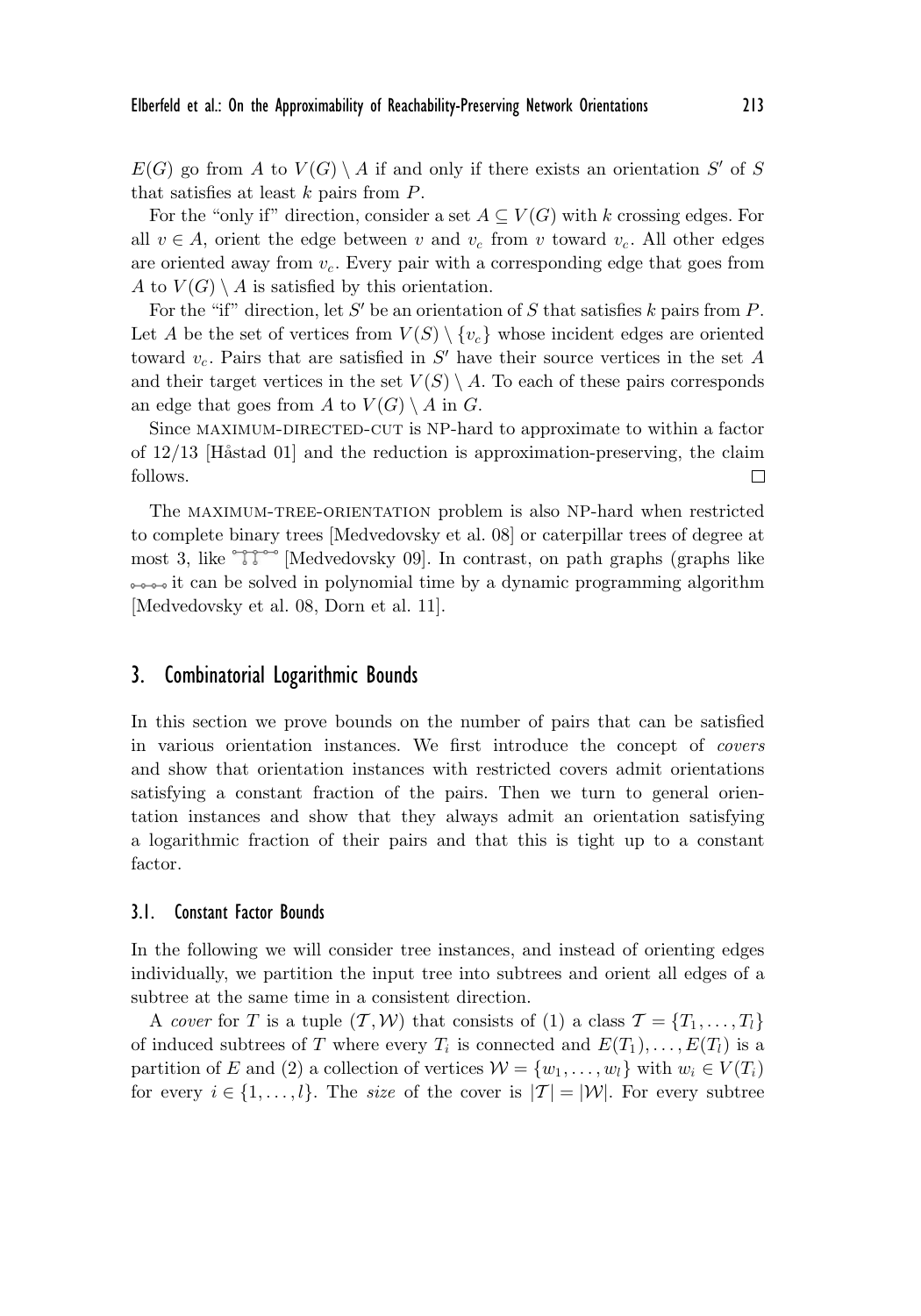$E(G)$ go from $A$ to $V(G) \setminus A$ if and only if there exists an orientation $S'$ of $S$ that satisfies at least $k$ pairs from $P$.

For the "only if" direction, consider a set $A \subseteq V(G)$ with $k$ crossing edges. For all $v \in A$, orient the edge between $v$ and $v_c$ from $v$ toward $v_c$. All other edges are oriented away from $v_c$. Every pair with a corresponding edge that goes from $A$ to $V(G) \setminus A$ is satisfied by this orientation.

For the "if" direction, let $S'$ be an orientation of $S$ that satisfies $k$ pairs from $P$. Let $A$ be the set of vertices from $V(S) \setminus \{v_c\}$ whose incident edges are oriented toward $v_c$. Pairs that are satisfied in $S'$ have their source vertices in the set $A$ and their target vertices in the set $V(S) \setminus A$. To each of these pairs corresponds an edge that goes from $A$ to $V(G) \setminus A$ in $G$.

Since MAXIMUM-DIRECTED-CUT is NP-hard to approximate to within a factor of $12/13$ [Håstad 01] and the reduction is approximation-preserving, the claim follows. □

The MAXIMUM-TREE-ORIENTATION problem is also NP-hard when restricted to complete binary trees [Medvedovsky et al. 08] or caterpillar trees of degree at most 3, like [Medvedovsky 09]. In contrast, on path graphs (graphs like it can be solved in polynomial time by a dynamic programming algorithm [Medvedovsky et al. 08, Dorn et al. 11].

## 3. Combinatorial Logarithmic Bounds

In this section we prove bounds on the number of pairs that can be satisfied in various orientation instances. We first introduce the concept of *covers* and show that orientation instances with restricted covers admit orientations satisfying a constant fraction of the pairs. Then we turn to general orientation instances and show that they always admit an orientation satisfying a logarithmic fraction of their pairs and that this is tight up to a constant factor.

### 3.1. Constant Factor Bounds

In the following we will consider tree instances, and instead of orienting edges individually, we partition the input tree into subtrees and orient all edges of a subtree at the same time in a consistent direction.

A *cover* for $T$ is a tuple $(\mathcal{T}, \mathcal{W})$ that consists of (1) a class $\mathcal{T} = \{T_1, \ldots, T_l\}$ of induced subtrees of $T$ where every $T_i$ is connected and $E(T_1), \ldots, E(T_l)$ is a partition of $E$ and (2) a collection of vertices $\mathcal{W} = \{w_1, \ldots, w_l\}$ with $w_i \in V(T_i)$ for every $i \in \{1, \ldots, l\}$. The *size* of the cover is $|\mathcal{T}| = |\mathcal{W}|$. For every subtree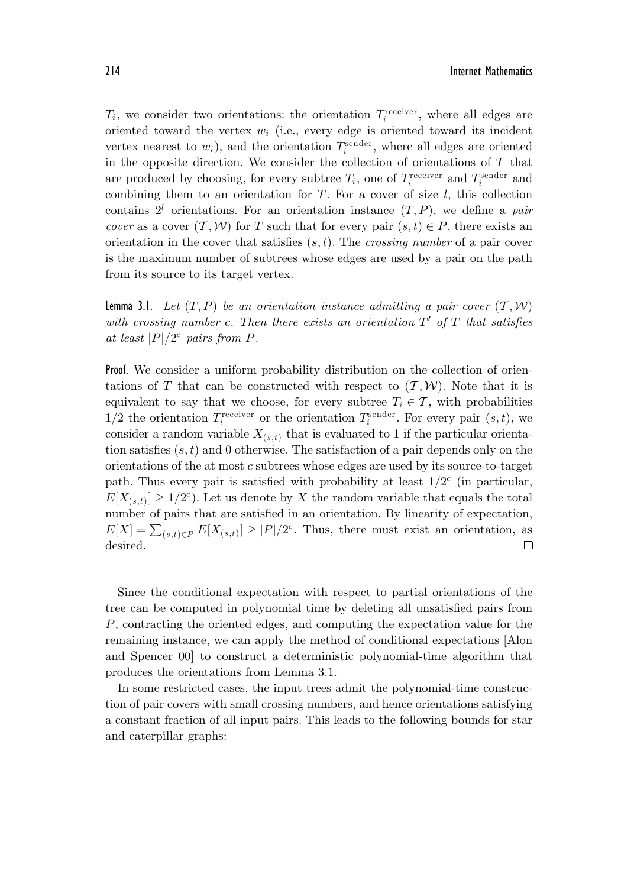$T_i$, we consider two orientations: the orientation $T_i^{\text{receiver}}$, where all edges are oriented toward the vertex $w_i$ (i.e., every edge is oriented toward its incident vertex nearest to $w_i$), and the orientation $T_i^{\text{sender}}$, where all edges are oriented in the opposite direction. We consider the collection of orientations of $T$ that are produced by choosing, for every subtree $T_i$, one of $T_i^{\text{receiver}}$ and $T_i^{\text{sender}}$ and combining them to an orientation for $T$. For a cover of size $l$, this collection contains $2^l$ orientations. For an orientation instance $(T, P)$, we define a *pair cover* as a cover $(\mathcal{T}, \mathcal{W})$ for $T$ such that for every pair $(s,t) \in P$, there exists an orientation in the cover that satisfies $(s,t)$. The *crossing number* of a pair cover is the maximum number of subtrees whose edges are used by a pair on the path from its source to its target vertex.

**Lemma 3.1.** *Let $(T, P)$ be an orientation instance admitting a pair cover $(\mathcal{T}, \mathcal{W})$ with crossing number $c$. Then there exists an orientation $T'$ of $T$ that satisfies at least $|P|/2^c$ pairs from $P$.*

**Proof.** We consider a uniform probability distribution on the collection of orientations of $T$ that can be constructed with respect to $(\mathcal{T}, \mathcal{W})$. Note that it is equivalent to say that we choose, for every subtree $T_i \in \mathcal{T}$, with probabilities $1/2$ the orientation $T_i^{\text{receiver}}$ or the orientation $T_i^{\text{sender}}$. For every pair $(s,t)$, we consider a random variable $X_{(s,t)}$ that is evaluated to 1 if the particular orientation satisfies $(s,t)$ and 0 otherwise. The satisfaction of a pair depends only on the orientations of the at most $c$ subtrees whose edges are used by its source-to-target path. Thus every pair is satisfied with probability at least $1/2^c$ (in particular, $E[X_{(s,t)}] \geq 1/2^c$). Let us denote by $X$ the random variable that equals the total number of pairs that are satisfied in an orientation. By linearity of expectation, $E[X] = \sum_{(s,t) \in P} E[X_{(s,t)}] \geq |P|/2^c$. Thus, there must exist an orientation, as desired. □

Since the conditional expectation with respect to partial orientations of the tree can be computed in polynomial time by deleting all unsatisfied pairs from $P$, contracting the oriented edges, and computing the expectation value for the remaining instance, we can apply the method of conditional expectations [Alon and Spencer 00] to construct a deterministic polynomial-time algorithm that produces the orientations from Lemma 3.1.

In some restricted cases, the input trees admit the polynomial-time construction of pair covers with small crossing numbers, and hence orientations satisfying a constant fraction of all input pairs. This leads to the following bounds for star and caterpillar graphs: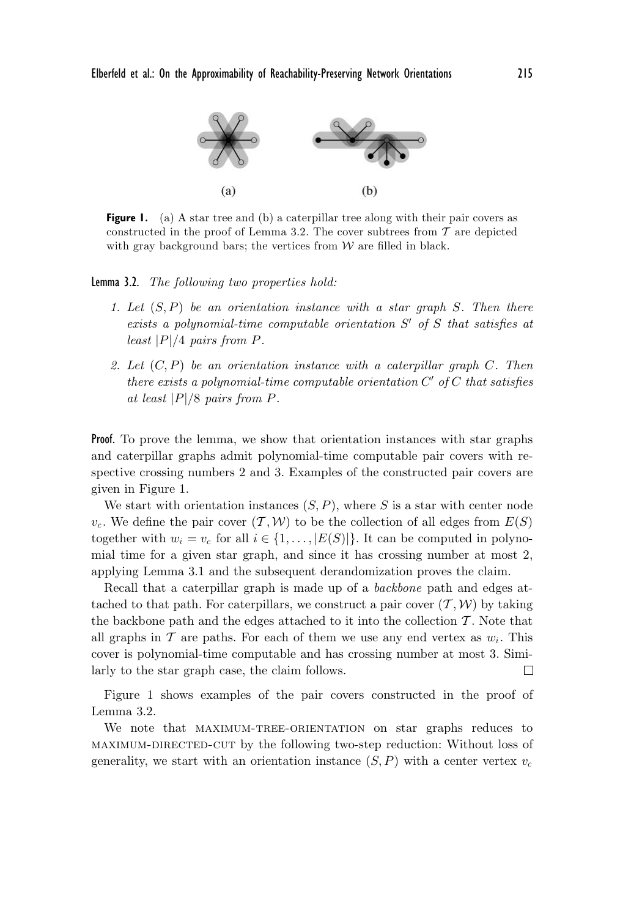(a) (b)

**Figure 1.** (a) A star tree and (b) a caterpillar tree along with their pair covers as constructed in the proof of Lemma 3.2. The cover subtrees from $\mathcal{T}$ are depicted with gray background bars; the vertices from $\mathcal{W}$ are filled in black.

**Lemma 3.2.** *The following two properties hold:*

1. *Let $(S, P)$ be an orientation instance with a star graph $S$. Then there exists a polynomial-time computable orientation $S'$ of $S$ that satisfies at least $|P|/4$ pairs from $P$.*
2. *Let $(C, P)$ be an orientation instance with a caterpillar graph $C$. Then there exists a polynomial-time computable orientation $C'$ of $C$ that satisfies at least $|P|/8$ pairs from $P$.*

**Proof.** To prove the lemma, we show that orientation instances with star graphs and caterpillar graphs admit polynomial-time computable pair covers with respective crossing numbers 2 and 3. Examples of the constructed pair covers are given in Figure 1.

We start with orientation instances $(S, P)$, where $S$ is a star with center node $v_c$. We define the pair cover $(\mathcal{T}, \mathcal{W})$ to be the collection of all edges from $E(S)$ together with $w_i = v_c$ for all $i \in \{1, \ldots, |E(S)|\}$. It can be computed in polynomial time for a given star graph, and since it has crossing number at most 2, applying Lemma 3.1 and the subsequent derandomization proves the claim.

Recall that a caterpillar graph is made up of a *backbone* path and edges attached to that path. For caterpillars, we construct a pair cover $(\mathcal{T}, \mathcal{W})$ by taking the backbone path and the edges attached to it into the collection $\mathcal{T}$. Note that all graphs in $\mathcal{T}$ are paths. For each of them we use any end vertex as $w_i$. This cover is polynomial-time computable and has crossing number at most 3. Similarly to the star graph case, the claim follows. $\square$

Figure 1 shows examples of the pair covers constructed in the proof of Lemma 3.2.

We note that MAXIMUM-TREE-ORIENTATION on star graphs reduces to MAXIMUM-DIRECTED-CUT by the following two-step reduction: Without loss of generality, we start with an orientation instance $(S, P)$ with a center vertex $v_c$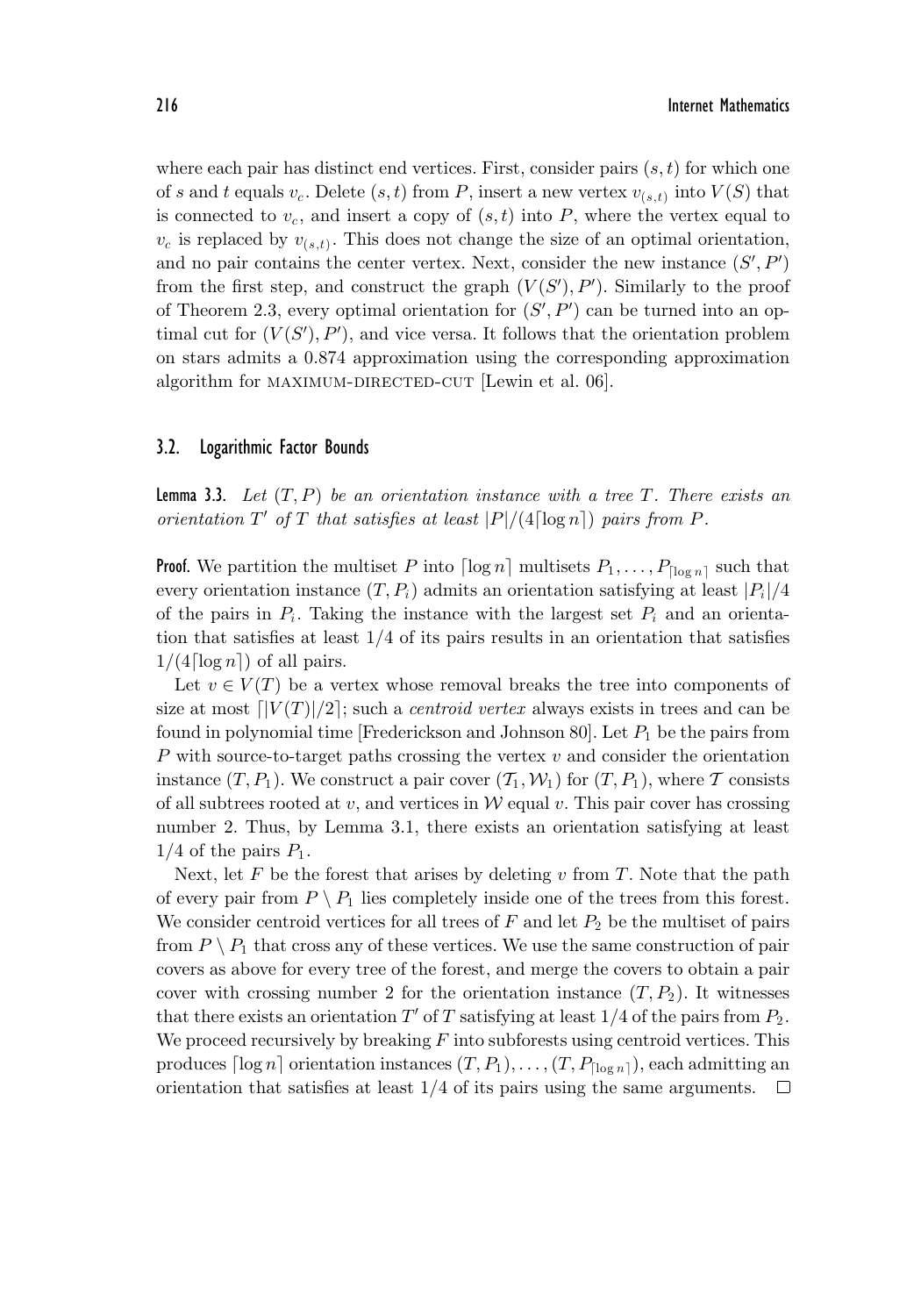where each pair has distinct end vertices. First, consider pairs $(s,t)$ for which one of $s$ and $t$ equals $v_c$. Delete $(s,t)$ from $P$, insert a new vertex $v_{(s,t)}$ into $V(S)$ that is connected to $v_c$, and insert a copy of $(s,t)$ into $P$, where the vertex equal to $v_c$ is replaced by $v_{(s,t)}$. This does not change the size of an optimal orientation, and no pair contains the center vertex. Next, consider the new instance $(S', P')$ from the first step, and construct the graph $(V(S'), P')$. Similarly to the proof of Theorem 2.3, every optimal orientation for $(S', P')$ can be turned into an optimal cut for $(V(S'), P')$, and vice versa. It follows that the orientation problem on stars admits a 0.874 approximation using the corresponding approximation algorithm for MAXIMUM-DIRECTED-CUT [Lewin et al. 06].

### 3.2. Logarithmic Factor Bounds

**Lemma 3.3.** *Let $(T, P)$ be an orientation instance with a tree $T$. There exists an orientation $T'$ of $T$ that satisfies at least $|P|/(4\lceil \log n \rceil)$ pairs from $P$.*

**Proof.** We partition the multiset $P$ into $\lceil \log n \rceil$ multisets $P_1, \ldots, P_{\lceil \log n \rceil}$ such that every orientation instance $(T, P_i)$ admits an orientation satisfying at least $|P_i|/4$ of the pairs in $P_i$. Taking the instance with the largest set $P_i$ and an orientation that satisfies at least $1/4$ of its pairs results in an orientation that satisfies $1/(4\lceil \log n \rceil)$ of all pairs.

Let $v \in V(T)$ be a vertex whose removal breaks the tree into components of size at most $\lceil |V(T)|/2 \rceil$; such a *centroid vertex* always exists in trees and can be found in polynomial time [Frederickson and Johnson 80]. Let $P_1$ be the pairs from $P$ with source-to-target paths crossing the vertex $v$ and consider the orientation instance $(T, P_1)$. We construct a pair cover $(\mathcal{T}_1, \mathcal{W}_1)$ for $(T, P_1)$, where $\mathcal{T}$ consists of all subtrees rooted at $v$, and vertices in $\mathcal{W}$ equal $v$. This pair cover has crossing number 2. Thus, by Lemma 3.1, there exists an orientation satisfying at least $1/4$ of the pairs $P_1$.

Next, let $F$ be the forest that arises by deleting $v$ from $T$. Note that the path of every pair from $P \setminus P_1$ lies completely inside one of the trees from this forest. We consider centroid vertices for all trees of $F$ and let $P_2$ be the multiset of pairs from $P \setminus P_1$ that cross any of these vertices. We use the same construction of pair covers as above for every tree of the forest, and merge the covers to obtain a pair cover with crossing number 2 for the orientation instance $(T, P_2)$. It witnesses that there exists an orientation $T'$ of $T$ satisfying at least $1/4$ of the pairs from $P_2$. We proceed recursively by breaking $F$ into subforests using centroid vertices. This produces $\lceil \log n \rceil$ orientation instances $(T, P_1), \ldots, (T, P_{\lceil \log n \rceil})$, each admitting an orientation that satisfies at least $1/4$ of its pairs using the same arguments. $\square$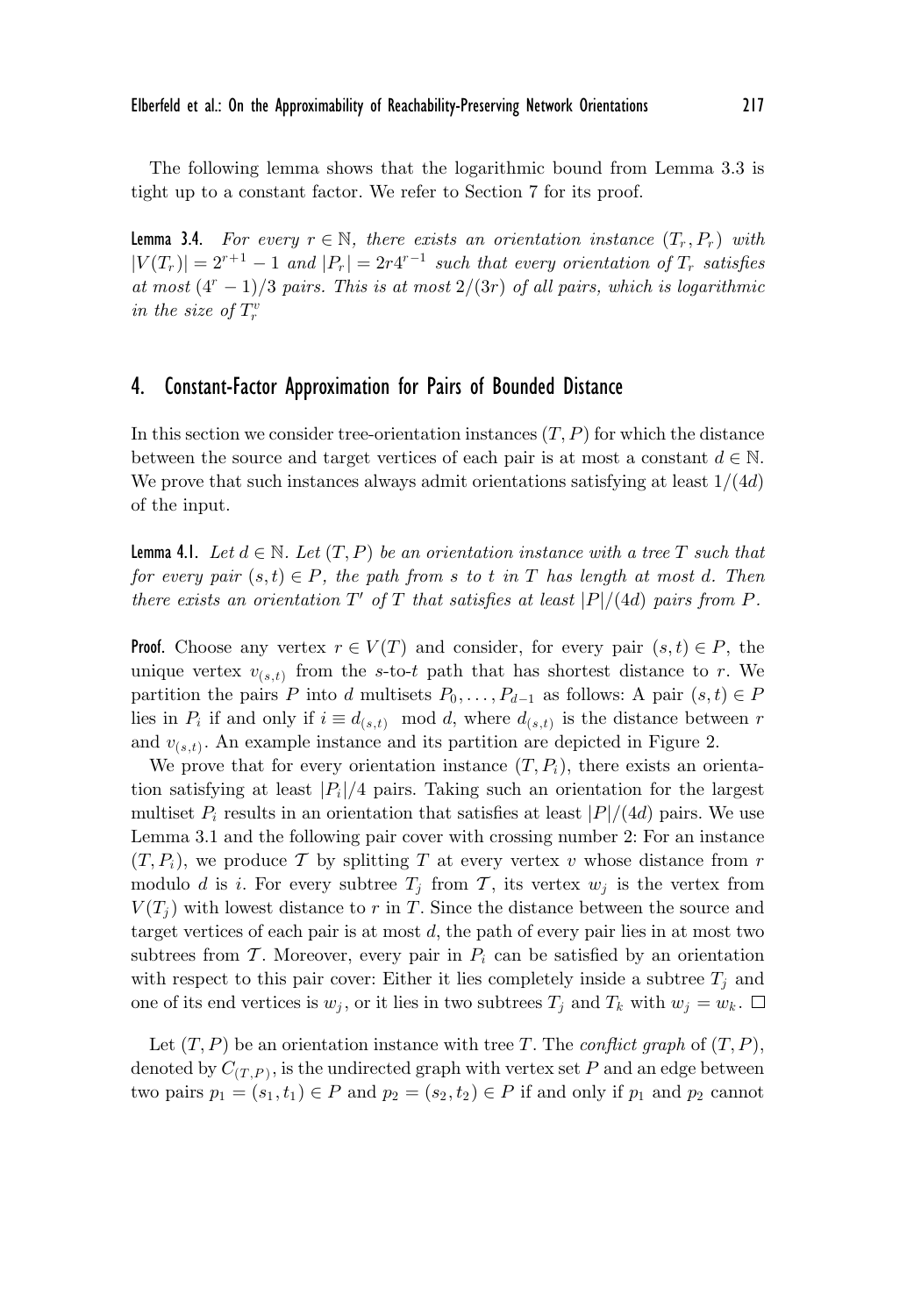The following lemma shows that the logarithmic bound from Lemma 3.3 is tight up to a constant factor. We refer to Section 7 for its proof.

**Lemma 3.4.** *For every $r \in \mathbb{N}$, there exists an orientation instance $(T_r, P_r)$ with $|V(T_r)| = 2^{r+1} - 1$ and $|P_r| = 2r4^{r-1}$ such that every orientation of $T_r$ satisfies at most $(4^r - 1)/3$ pairs. This is at most $2/(3r)$ of all pairs, which is logarithmic in the size of $T_r^v$*

## 4. Constant-Factor Approximation for Pairs of Bounded Distance

In this section we consider tree-orientation instances $(T, P)$ for which the distance between the source and target vertices of each pair is at most a constant $d \in \mathbb{N}$. We prove that such instances always admit orientations satisfying at least $1/(4d)$ of the input.

**Lemma 4.1.** *Let $d \in \mathbb{N}$. Let $(T, P)$ be an orientation instance with a tree $T$ such that for every pair $(s, t) \in P$, the path from $s$ to $t$ in $T$ has length at most $d$. Then there exists an orientation $T'$ of $T$ that satisfies at least $|P|/(4d)$ pairs from $P$.*

**Proof.** Choose any vertex $r \in V(T)$ and consider, for every pair $(s, t) \in P$, the unique vertex $v_{(s,t)}$ from the $s$-to-$t$ path that has shortest distance to $r$. We partition the pairs $P$ into $d$ multisets $P_0, \ldots, P_{d-1}$ as follows: A pair $(s, t) \in P$ lies in $P_i$ if and only if $i \equiv d_{(s,t)} \mod d$, where $d_{(s,t)}$ is the distance between $r$ and $v_{(s,t)}$. An example instance and its partition are depicted in Figure 2.

We prove that for every orientation instance $(T, P_i)$, there exists an orientation satisfying at least $|P_i|/4$ pairs. Taking such an orientation for the largest multiset $P_i$ results in an orientation that satisfies at least $|P|/(4d)$ pairs. We use Lemma 3.1 and the following pair cover with crossing number 2: For an instance $(T, P_i)$, we produce $\mathcal{T}$ by splitting $T$ at every vertex $v$ whose distance from $r$ modulo $d$ is $i$. For every subtree $T_j$ from $\mathcal{T}$, its vertex $w_j$ is the vertex from $V(T_j)$ with lowest distance to $r$ in $T$. Since the distance between the source and target vertices of each pair is at most $d$, the path of every pair lies in at most two subtrees from $\mathcal{T}$. Moreover, every pair in $P_i$ can be satisfied by an orientation with respect to this pair cover: Either it lies completely inside a subtree $T_j$ and one of its end vertices is $w_j$, or it lies in two subtrees $T_j$ and $T_k$ with $w_j = w_k$. $\square$

Let $(T, P)$ be an orientation instance with tree $T$. The *conflict graph* of $(T, P)$, denoted by $C_{(T,P)}$, is the undirected graph with vertex set $P$ and an edge between two pairs $p_1 = (s_1, t_1) \in P$ and $p_2 = (s_2, t_2) \in P$ if and only if $p_1$ and $p_2$ cannot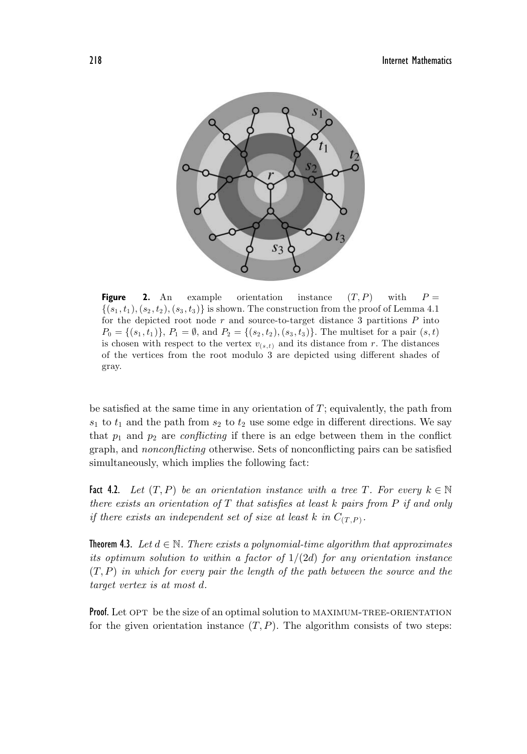**Figure 2.** An example orientation instance $(T, P)$ with $P = \{(s_1, t_1), (s_2, t_2), (s_3, t_3)\}$ is shown. The construction from the proof of Lemma 4.1 for the depicted root node $r$ and source-to-target distance 3 partitions $P$ into $P_0 = \{(s_1, t_1)\}$, $P_1 = \emptyset$, and $P_2 = \{(s_2, t_2), (s_3, t_3)\}$. The multiset for a pair $(s, t)$ is chosen with respect to the vertex $v_{(s,t)}$ and its distance from $r$. The distances of the vertices from the root modulo 3 are depicted using different shades of gray.

be satisfied at the same time in any orientation of $T$; equivalently, the path from $s_1$ to $t_1$ and the path from $s_2$ to $t_2$ use some edge in different directions. We say that $p_1$ and $p_2$ are *conflicting* if there is an edge between them in the conflict graph, and *nonconflicting* otherwise. Sets of nonconflicting pairs can be satisfied simultaneously, which implies the following fact:

**Fact 4.2.** *Let $(T, P)$ be an orientation instance with a tree $T$. For every $k \in \mathbb{N}$ there exists an orientation of $T$ that satisfies at least $k$ pairs from $P$ if and only if there exists an independent set of size at least $k$ in $C_{(T,P)}$.*

**Theorem 4.3.** *Let $d \in \mathbb{N}$. There exists a polynomial-time algorithm that approximates its optimum solution to within a factor of $1/(2d)$ for any orientation instance $(T, P)$ in which for every pair the length of the path between the source and the target vertex is at most $d$.*

**Proof.** Let OPT be the size of an optimal solution to MAXIMUM-TREE-ORIENTATION for the given orientation instance $(T, P)$. The algorithm consists of two steps: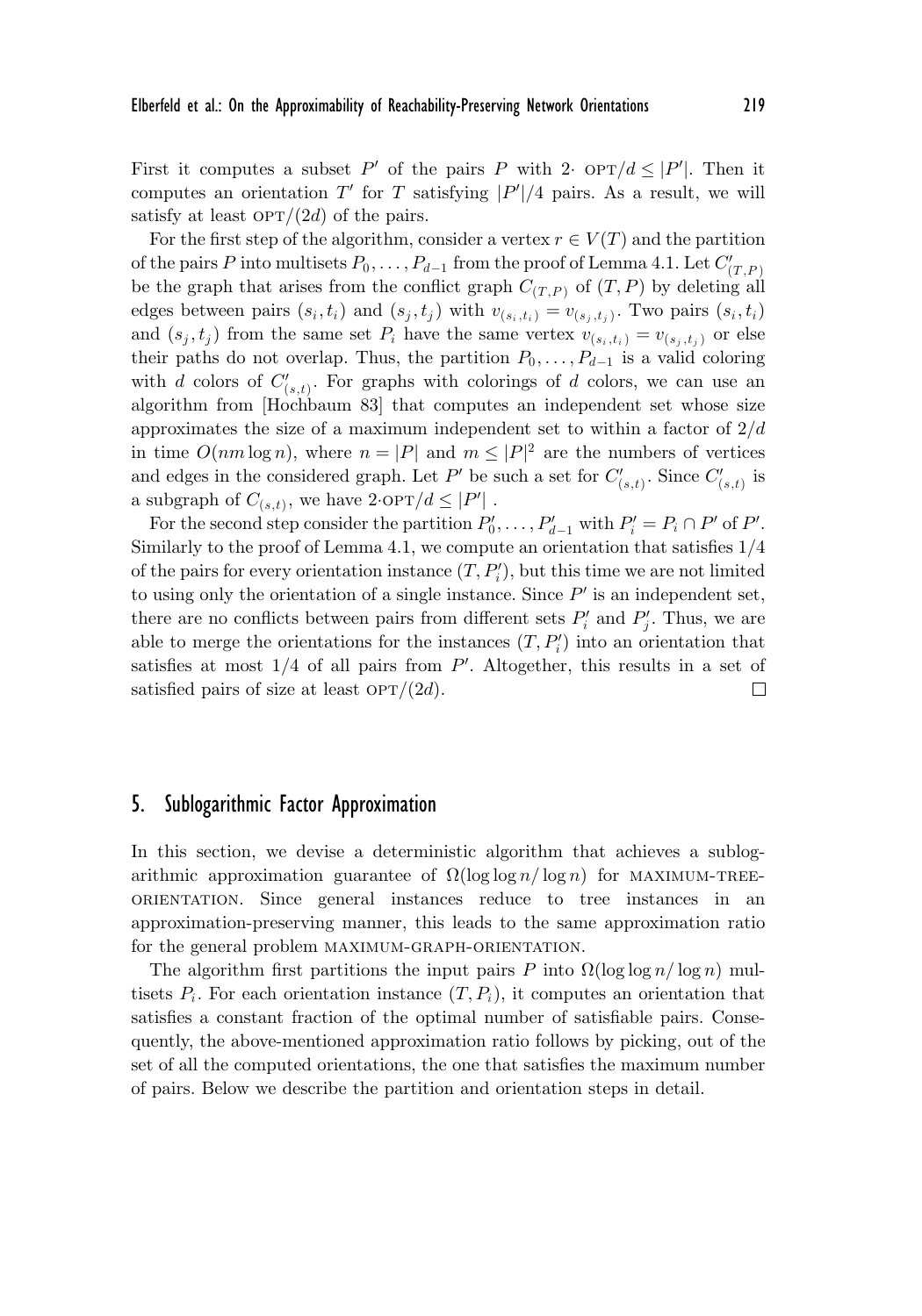First it computes a subset $P'$ of the pairs $P$ with $2\cdot\ \text{OPT}/d \leq |P'|$. Then it computes an orientation $T'$ for $T$ satisfying $|P'|/4$ pairs. As a result, we will satisfy at least $\text{OPT}/(2d)$ of the pairs.

For the first step of the algorithm, consider a vertex $r \in V(T)$ and the partition of the pairs $P$ into multisets $P_0, \dots, P_{d-1}$ from the proof of Lemma 4.1. Let $C'_{(T,P)}$ be the graph that arises from the conflict graph $C_{(T,P)}$ of $(T, P)$ by deleting all edges between pairs $(s_i, t_i)$ and $(s_j, t_j)$ with $v_{(s_i,t_i)} = v_{(s_j,t_j)}$. Two pairs $(s_i, t_i)$ and $(s_j, t_j)$ from the same set $P_i$ have the same vertex $v_{(s_i,t_i)} = v_{(s_j,t_j)}$ or else their paths do not overlap. Thus, the partition $P_0, \dots, P_{d-1}$ is a valid coloring with $d$ colors of $C'_{(s,t)}$. For graphs with colorings of $d$ colors, we can use an algorithm from [Hochbaum 83] that computes an independent set whose size approximates the size of a maximum independent set to within a factor of $2/d$ in time $O(nm \log n)$, where $n = |P|$ and $m \leq |P|^2$ are the numbers of vertices and edges in the considered graph. Let $P'$ be such a set for $C'_{(s,t)}$. Since $C'_{(s,t)}$ is a subgraph of $C_{(s,t)}$, we have $2{\cdot}\text{OPT}/d \leq |P'|$ .

For the second step consider the partition $P'_0, \dots, P'_{d-1}$ with $P'_i = P_i \cap P'$ of $P'$. Similarly to the proof of Lemma 4.1, we compute an orientation that satisfies $1/4$ of the pairs for every orientation instance $(T, P'_i)$, but this time we are not limited to using only the orientation of a single instance. Since $P'$ is an independent set, there are no conflicts between pairs from different sets $P'_i$ and $P'_j$. Thus, we are able to merge the orientations for the instances $(T, P'_i)$ into an orientation that satisfies at most $1/4$ of all pairs from $P'$. Altogether, this results in a set of satisfied pairs of size at least $\text{OPT}/(2d)$. $\square$

## 5. Sublogarithmic Factor Approximation

In this section, we devise a deterministic algorithm that achieves a sublogarithmic approximation guarantee of $\Omega(\log\log n/\log n)$ for MAXIMUM-TREE-ORIENTATION. Since general instances reduce to tree instances in an approximation-preserving manner, this leads to the same approximation ratio for the general problem MAXIMUM-GRAPH-ORIENTATION.

The algorithm first partitions the input pairs $P$ into $\Omega(\log\log n/\log n)$ multisets $P_i$. For each orientation instance $(T, P_i)$, it computes an orientation that satisfies a constant fraction of the optimal number of satisfiable pairs. Consequently, the above-mentioned approximation ratio follows by picking, out of the set of all the computed orientations, the one that satisfies the maximum number of pairs. Below we describe the partition and orientation steps in detail.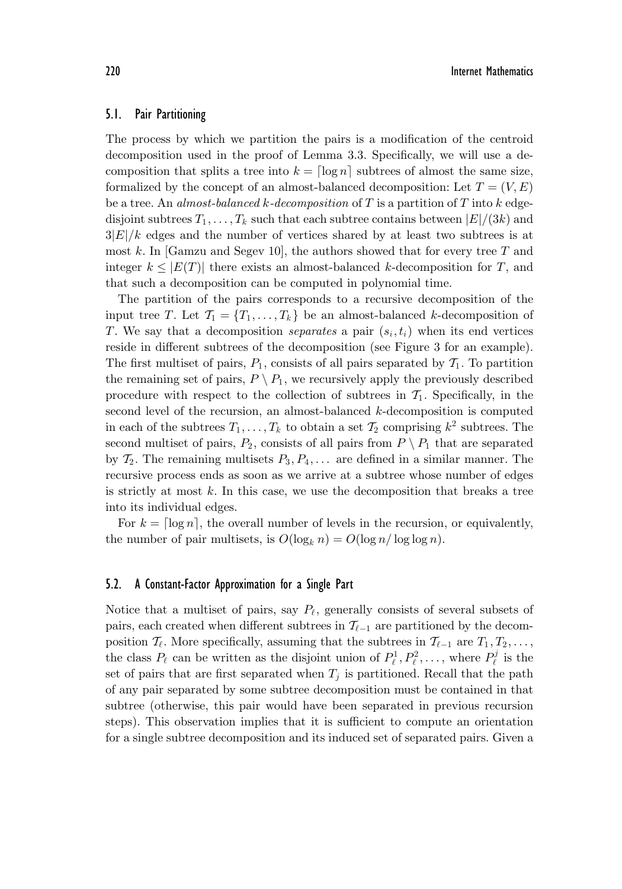### 5.1. Pair Partitioning

The process by which we partition the pairs is a modification of the centroid decomposition used in the proof of Lemma 3.3. Specifically, we will use a decomposition that splits a tree into $k = \lceil \log n \rceil$ subtrees of almost the same size, formalized by the concept of an almost-balanced decomposition: Let $T = (V, E)$ be a tree. An *almost-balanced $k$-decomposition* of $T$ is a partition of $T$ into $k$ edge-disjoint subtrees $T_1, \ldots, T_k$ such that each subtree contains between $|E|/(3k)$ and $3|E|/k$ edges and the number of vertices shared by at least two subtrees is at most $k$. In [Gamzu and Segev 10], the authors showed that for every tree $T$ and integer $k \leq |E(T)|$ there exists an almost-balanced $k$-decomposition for $T$, and that such a decomposition can be computed in polynomial time.

The partition of the pairs corresponds to a recursive decomposition of the input tree $T$. Let $\mathcal{T}_1 = \{T_1, \ldots, T_k\}$ be an almost-balanced $k$-decomposition of $T$. We say that a decomposition *separates* a pair $(s_i, t_i)$ when its end vertices reside in different subtrees of the decomposition (see Figure 3 for an example). The first multiset of pairs, $P_1$, consists of all pairs separated by $\mathcal{T}_1$. To partition the remaining set of pairs, $P \setminus P_1$, we recursively apply the previously described procedure with respect to the collection of subtrees in $\mathcal{T}_1$. Specifically, in the second level of the recursion, an almost-balanced $k$-decomposition is computed in each of the subtrees $T_1, \ldots, T_k$ to obtain a set $\mathcal{T}_2$ comprising $k^2$ subtrees. The second multiset of pairs, $P_2$, consists of all pairs from $P \setminus P_1$ that are separated by $\mathcal{T}_2$. The remaining multisets $P_3, P_4, \ldots$ are defined in a similar manner. The recursive process ends as soon as we arrive at a subtree whose number of edges is strictly at most $k$. In this case, we use the decomposition that breaks a tree into its individual edges.

For $k = \lceil \log n \rceil$, the overall number of levels in the recursion, or equivalently, the number of pair multisets, is $O(\log_k n) = O(\log n / \log \log n)$.

### 5.2. A Constant-Factor Approximation for a Single Part

Notice that a multiset of pairs, say $P_\ell$, generally consists of several subsets of pairs, each created when different subtrees in $\mathcal{T}_{\ell-1}$ are partitioned by the decomposition $\mathcal{T}_\ell$. More specifically, assuming that the subtrees in $\mathcal{T}_{\ell-1}$ are $T_1, T_2, \ldots$, the class $P_\ell$ can be written as the disjoint union of $P_\ell^1, P_\ell^2, \ldots$, where $P_\ell^j$ is the set of pairs that are first separated when $T_j$ is partitioned. Recall that the path of any pair separated by some subtree decomposition must be contained in that subtree (otherwise, this pair would have been separated in previous recursion steps). This observation implies that it is sufficient to compute an orientation for a single subtree decomposition and its induced set of separated pairs. Given a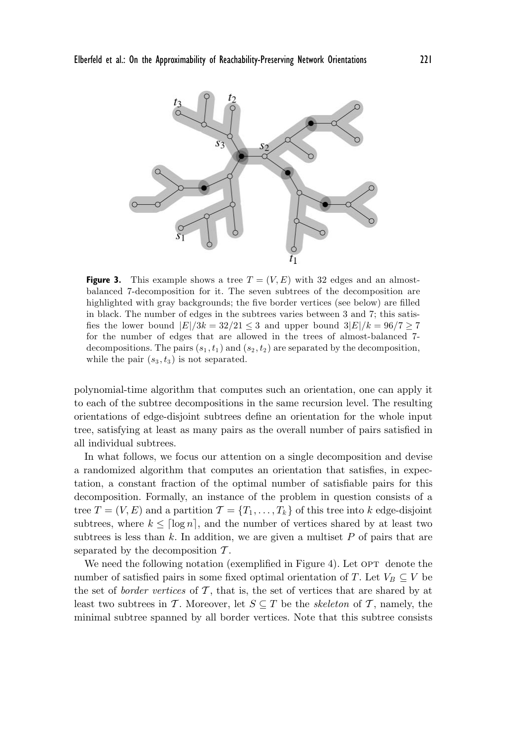**Figure 3.** This example shows a tree $T = (V, E)$ with 32 edges and an almost-balanced 7-decomposition for it. The seven subtrees of the decomposition are highlighted with gray backgrounds; the five border vertices (see below) are filled in black. The number of edges in the subtrees varies between 3 and 7; this satisfies the lower bound $|E|/3k = 32/21 \leq 3$ and upper bound $3|E|/k = 96/7 \geq 7$ for the number of edges that are allowed in the trees of almost-balanced 7-decompositions. The pairs $(s_1, t_1)$ and $(s_2, t_2)$ are separated by the decomposition, while the pair $(s_3, t_3)$ is not separated.

polynomial-time algorithm that computes such an orientation, one can apply it to each of the subtree decompositions in the same recursion level. The resulting orientations of edge-disjoint subtrees define an orientation for the whole input tree, satisfying at least as many pairs as the overall number of pairs satisfied in all individual subtrees.

In what follows, we focus our attention on a single decomposition and devise a randomized algorithm that computes an orientation that satisfies, in expectation, a constant fraction of the optimal number of satisfiable pairs for this decomposition. Formally, an instance of the problem in question consists of a tree $T = (V, E)$ and a partition $\mathcal{T} = \{T_1, \ldots, T_k\}$ of this tree into $k$ edge-disjoint subtrees, where $k \leq \lceil \log n \rceil$, and the number of vertices shared by at least two subtrees is less than $k$. In addition, we are given a multiset $P$ of pairs that are separated by the decomposition $\mathcal{T}$.

We need the following notation (exemplified in Figure 4). Let OPT denote the number of satisfied pairs in some fixed optimal orientation of $T$. Let $V_B \subseteq V$ be the set of *border vertices* of $\mathcal{T}$, that is, the set of vertices that are shared by at least two subtrees in $\mathcal{T}$. Moreover, let $S \subseteq T$ be the *skeleton* of $\mathcal{T}$, namely, the minimal subtree spanned by all border vertices. Note that this subtree consists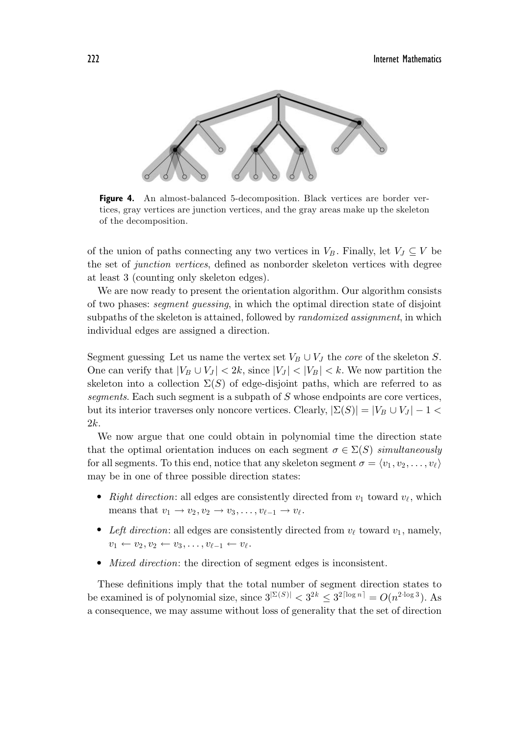**Figure 4.** An almost-balanced 5-decomposition. Black vertices are border vertices, gray vertices are junction vertices, and the gray areas make up the skeleton of the decomposition.

of the union of paths connecting any two vertices in $V_B$. Finally, let $V_J \subseteq V$ be the set of *junction vertices*, defined as nonborder skeleton vertices with degree at least 3 (counting only skeleton edges).

We are now ready to present the orientation algorithm. Our algorithm consists of two phases: *segment guessing*, in which the optimal direction state of disjoint subpaths of the skeleton is attained, followed by *randomized assignment*, in which individual edges are assigned a direction.

Segment guessing Let us name the vertex set $V_B \cup V_J$ the *core* of the skeleton $S$. One can verify that $|V_B \cup V_J| < 2k$, since $|V_J| < |V_B| < k$. We now partition the skeleton into a collection $\Sigma(S)$ of edge-disjoint paths, which are referred to as *segments*. Each such segment is a subpath of $S$ whose endpoints are core vertices, but its interior traverses only noncore vertices. Clearly, $|\Sigma(S)| = |V_B \cup V_J| - 1 < 2k$.

We now argue that one could obtain in polynomial time the direction state that the optimal orientation induces on each segment $\sigma \in \Sigma(S)$ *simultaneously* for all segments. To this end, notice that any skeleton segment $\sigma = \langle v_1, v_2, \ldots, v_\ell \rangle$ may be in one of three possible direction states:

- *Right direction*: all edges are consistently directed from $v_1$ toward $v_\ell$, which means that $v_1 \rightarrow v_2, v_2 \rightarrow v_3, \ldots, v_{\ell-1} \rightarrow v_\ell$.
- *Left direction*: all edges are consistently directed from $v_\ell$ toward $v_1$, namely, $v_1 \leftarrow v_2, v_2 \leftarrow v_3, \ldots, v_{\ell-1} \leftarrow v_\ell$.
- *Mixed direction*: the direction of segment edges is inconsistent.

These definitions imply that the total number of segment direction states to be examined is of polynomial size, since $3^{|\Sigma(S)|} < 3^{2k} \leq 3^{2\lceil \log n \rceil} = O(n^{2 \cdot \log 3})$. As a consequence, we may assume without loss of generality that the set of direction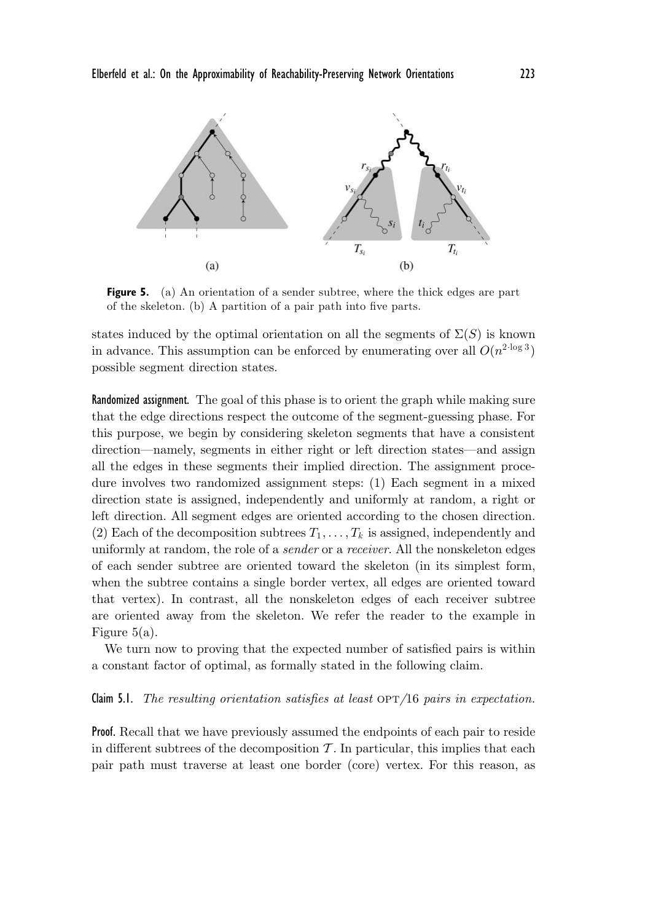**Figure 5.** (a) An orientation of a sender subtree, where the thick edges are part of the skeleton. (b) A partition of a pair path into five parts.

states induced by the optimal orientation on all the segments of $\Sigma(S)$ is known in advance. This assumption can be enforced by enumerating over all $O(n^{2 \cdot \log 3})$ possible segment direction states.

**Randomized assignment.** The goal of this phase is to orient the graph while making sure that the edge directions respect the outcome of the segment-guessing phase. For this purpose, we begin by considering skeleton segments that have a consistent direction—namely, segments in either right or left direction states—and assign all the edges in these segments their implied direction. The assignment procedure involves two randomized assignment steps: (1) Each segment in a mixed direction state is assigned, independently and uniformly at random, a right or left direction. All segment edges are oriented according to the chosen direction. (2) Each of the decomposition subtrees $T_1, \ldots, T_k$ is assigned, independently and uniformly at random, the role of a *sender* or a *receiver*. All the nonskeleton edges of each sender subtree are oriented toward the skeleton (in its simplest form, when the subtree contains a single border vertex, all edges are oriented toward that vertex). In contrast, all the nonskeleton edges of each receiver subtree are oriented away from the skeleton. We refer the reader to the example in Figure 5(a).

We turn now to proving that the expected number of satisfied pairs is within a constant factor of optimal, as formally stated in the following claim.

**Claim 5.1.** *The resulting orientation satisfies at least* OPT/16 *pairs in expectation.*

**Proof.** Recall that we have previously assumed the endpoints of each pair to reside in different subtrees of the decomposition $\mathcal{T}$. In particular, this implies that each pair path must traverse at least one border (core) vertex. For this reason, as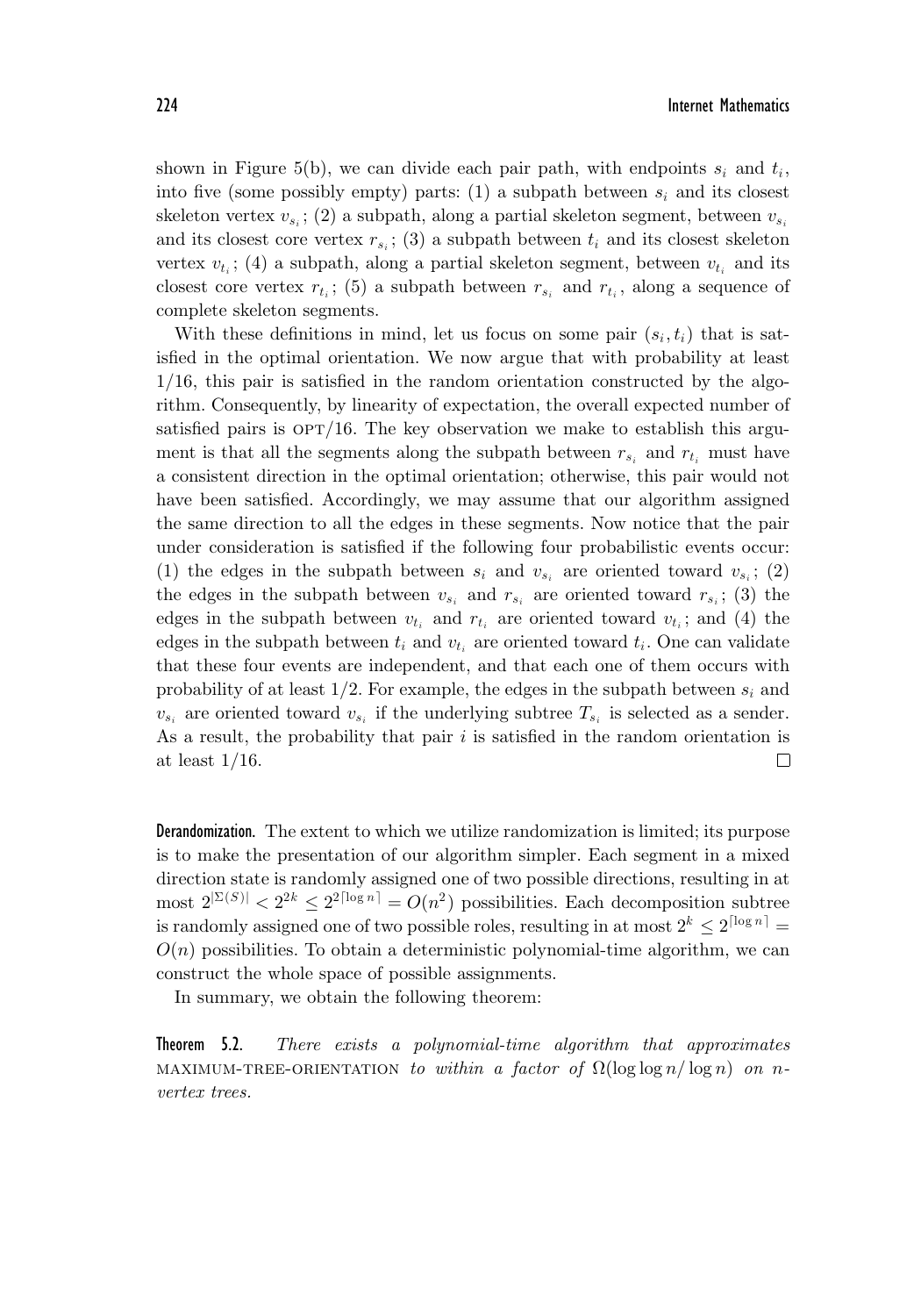shown in Figure 5(b), we can divide each pair path, with endpoints $s_i$ and $t_i$, into five (some possibly empty) parts: (1) a subpath between $s_i$ and its closest skeleton vertex $v_{s_i}$; (2) a subpath, along a partial skeleton segment, between $v_{s_i}$ and its closest core vertex $r_{s_i}$; (3) a subpath between $t_i$ and its closest skeleton vertex $v_{t_i}$; (4) a subpath, along a partial skeleton segment, between $v_{t_i}$ and its closest core vertex $r_{t_i}$; (5) a subpath between $r_{s_i}$ and $r_{t_i}$, along a sequence of complete skeleton segments.

With these definitions in mind, let us focus on some pair $(s_i, t_i)$ that is satisfied in the optimal orientation. We now argue that with probability at least $1/16$, this pair is satisfied in the random orientation constructed by the algorithm. Consequently, by linearity of expectation, the overall expected number of satisfied pairs is $\text{OPT}/16$. The key observation we make to establish this argument is that all the segments along the subpath between $r_{s_i}$ and $r_{t_i}$ must have a consistent direction in the optimal orientation; otherwise, this pair would not have been satisfied. Accordingly, we may assume that our algorithm assigned the same direction to all the edges in these segments. Now notice that the pair under consideration is satisfied if the following four probabilistic events occur: (1) the edges in the subpath between $s_i$ and $v_{s_i}$ are oriented toward $v_{s_i}$; (2) the edges in the subpath between $v_{s_i}$ and $r_{s_i}$ are oriented toward $r_{s_i}$; (3) the edges in the subpath between $v_{t_i}$ and $r_{t_i}$ are oriented toward $v_{t_i}$; and (4) the edges in the subpath between $t_i$ and $v_{t_i}$ are oriented toward $t_i$. One can validate that these four events are independent, and that each one of them occurs with probability of at least $1/2$. For example, the edges in the subpath between $s_i$ and $v_{s_i}$ are oriented toward $v_{s_i}$ if the underlying subtree $T_{s_i}$ is selected as a sender. As a result, the probability that pair $i$ is satisfied in the random orientation is at least $1/16$. □

**Derandomization.** The extent to which we utilize randomization is limited; its purpose is to make the presentation of our algorithm simpler. Each segment in a mixed direction state is randomly assigned one of two possible directions, resulting in at most $2^{|\Sigma(S)|} < 2^{2k} \leq 2^{2\lceil \log n \rceil} = O(n^2)$ possibilities. Each decomposition subtree is randomly assigned one of two possible roles, resulting in at most $2^k \leq 2^{\lceil \log n \rceil} = O(n)$ possibilities. To obtain a deterministic polynomial-time algorithm, we can construct the whole space of possible assignments.

In summary, we obtain the following theorem:

**Theorem 5.2.** *There exists a polynomial-time algorithm that approximates* MAXIMUM-TREE-ORIENTATION *to within a factor of* $\Omega(\log \log n / \log n)$ *on* $n$*-vertex trees.*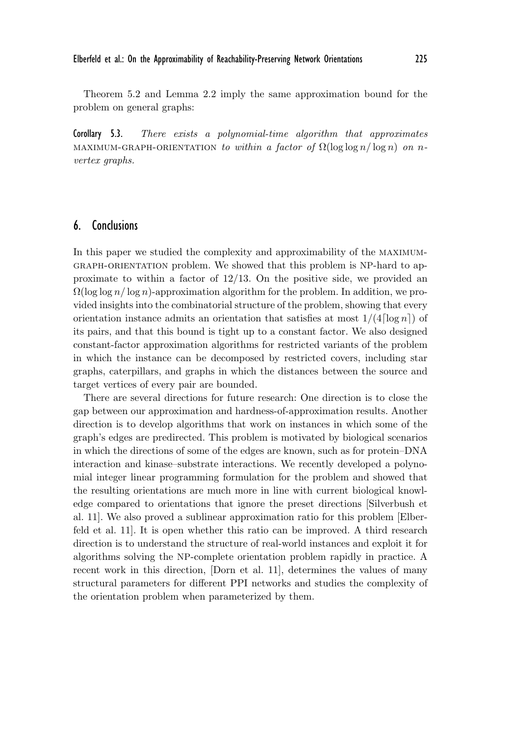Theorem 5.2 and Lemma 2.2 imply the same approximation bound for the problem on general graphs:

**Corollary 5.3.** *There exists a polynomial-time algorithm that approximates* MAXIMUM-GRAPH-ORIENTATION *to within a factor of* $\Omega(\log\log n/\log n)$ *on* $n$*-vertex graphs.*

## 6. Conclusions

In this paper we studied the complexity and approximability of the MAXIMUM-GRAPH-ORIENTATION problem. We showed that this problem is NP-hard to approximate to within a factor of $12/13$. On the positive side, we provided an $\Omega(\log\log n/\log n)$-approximation algorithm for the problem. In addition, we provided insights into the combinatorial structure of the problem, showing that every orientation instance admits an orientation that satisfies at most $1/(4\lceil\log n\rceil)$ of its pairs, and that this bound is tight up to a constant factor. We also designed constant-factor approximation algorithms for restricted variants of the problem in which the instance can be decomposed by restricted covers, including star graphs, caterpillars, and graphs in which the distances between the source and target vertices of every pair are bounded.

There are several directions for future research: One direction is to close the gap between our approximation and hardness-of-approximation results. Another direction is to develop algorithms that work on instances in which some of the graph's edges are predirected. This problem is motivated by biological scenarios in which the directions of some of the edges are known, such as for protein–DNA interaction and kinase–substrate interactions. We recently developed a polynomial integer linear programming formulation for the problem and showed that the resulting orientations are much more in line with current biological knowledge compared to orientations that ignore the preset directions [Silverbush et al. 11]. We also proved a sublinear approximation ratio for this problem [Elberfeld et al. 11]. It is open whether this ratio can be improved. A third research direction is to understand the structure of real-world instances and exploit it for algorithms solving the NP-complete orientation problem rapidly in practice. A recent work in this direction, [Dorn et al. 11], determines the values of many structural parameters for different PPI networks and studies the complexity of the orientation problem when parameterized by them.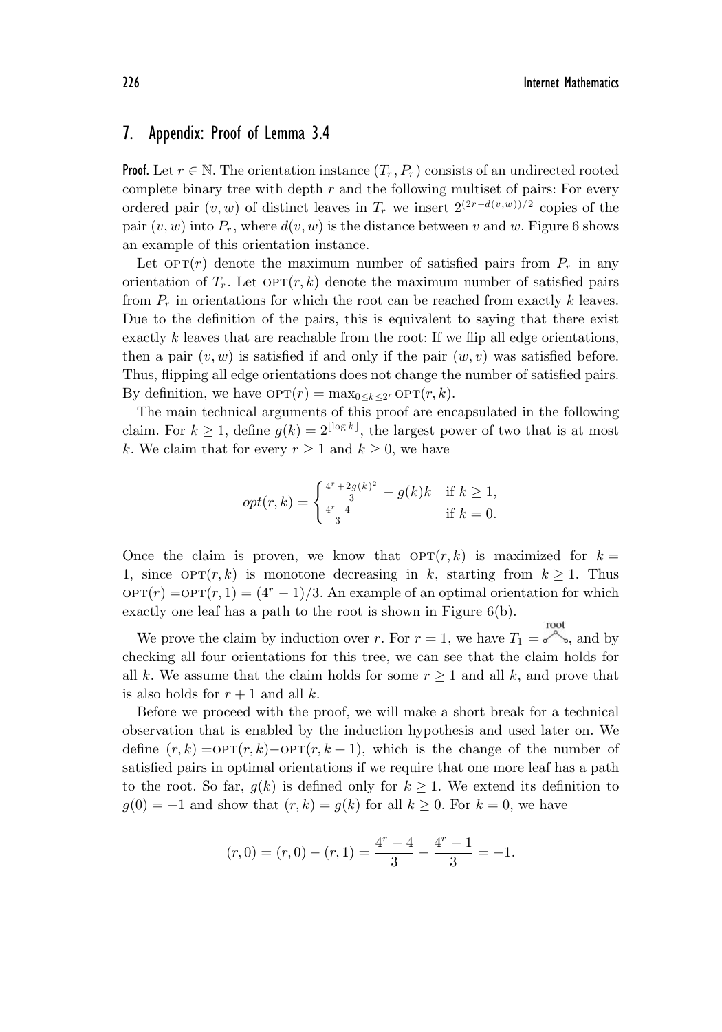## 7. Appendix: Proof of Lemma 3.4

**Proof.** Let $r \in \mathbb{N}$. The orientation instance $(T_r, P_r)$ consists of an undirected rooted complete binary tree with depth $r$ and the following multiset of pairs: For every ordered pair $(v, w)$ of distinct leaves in $T_r$ we insert $2^{(2r-d(v,w))/2}$ copies of the pair $(v, w)$ into $P_r$, where $d(v, w)$ is the distance between $v$ and $w$. Figure 6 shows an example of this orientation instance.

Let $\text{OPT}(r)$ denote the maximum number of satisfied pairs from $P_r$ in any orientation of $T_r$. Let $\text{OPT}(r, k)$ denote the maximum number of satisfied pairs from $P_r$ in orientations for which the root can be reached from exactly $k$ leaves. Due to the definition of the pairs, this is equivalent to saying that there exist exactly $k$ leaves that are reachable from the root: If we flip all edge orientations, then a pair $(v, w)$ is satisfied if and only if the pair $(w, v)$ was satisfied before. Thus, flipping all edge orientations does not change the number of satisfied pairs. By definition, we have $\text{OPT}(r) = \max_{0 \leq k \leq 2^r} \text{OPT}(r, k)$.

The main technical arguments of this proof are encapsulated in the following claim. For $k \geq 1$, define $g(k) = 2^{\lfloor \log k \rfloor}$, the largest power of two that is at most $k$. We claim that for every $r \geq 1$ and $k \geq 0$, we have

$$opt(r, k) = \begin{cases} \frac{4^r + 2g(k)^2}{3} - g(k)k & \text{if } k \geq 1, \\ \frac{4^r - 4}{3} & \text{if } k = 0. \end{cases}$$

Once the claim is proven, we know that $\text{OPT}(r, k)$ is maximized for $k = 1$, since $\text{OPT}(r, k)$ is monotone decreasing in $k$, starting from $k \geq 1$. Thus $\text{OPT}(r) = \text{OPT}(r, 1) = (4^r - 1)/3$. An example of an optimal orientation for which exactly one leaf has a path to the root is shown in Figure 6(b).

We prove the claim by induction over $r$. For $r = 1$, we have $T_1 =$ root, and by checking all four orientations for this tree, we can see that the claim holds for all $k$. We assume that the claim holds for some $r \geq 1$ and all $k$, and prove that is also holds for $r + 1$ and all $k$.

Before we proceed with the proof, we will make a short break for a technical observation that is enabled by the induction hypothesis and used later on. We define $(r, k) = \text{OPT}(r, k) - \text{OPT}(r, k + 1)$, which is the change of the number of satisfied pairs in optimal orientations if we require that one more leaf has a path to the root. So far, $g(k)$ is defined only for $k \geq 1$. We extend its definition to $g(0) = -1$ and show that $(r, k) = g(k)$ for all $k \geq 0$. For $k = 0$, we have

$$(r, 0) = (r, 0) - (r, 1) = \frac{4^r - 4}{3} - \frac{4^r - 1}{3} = -1.$$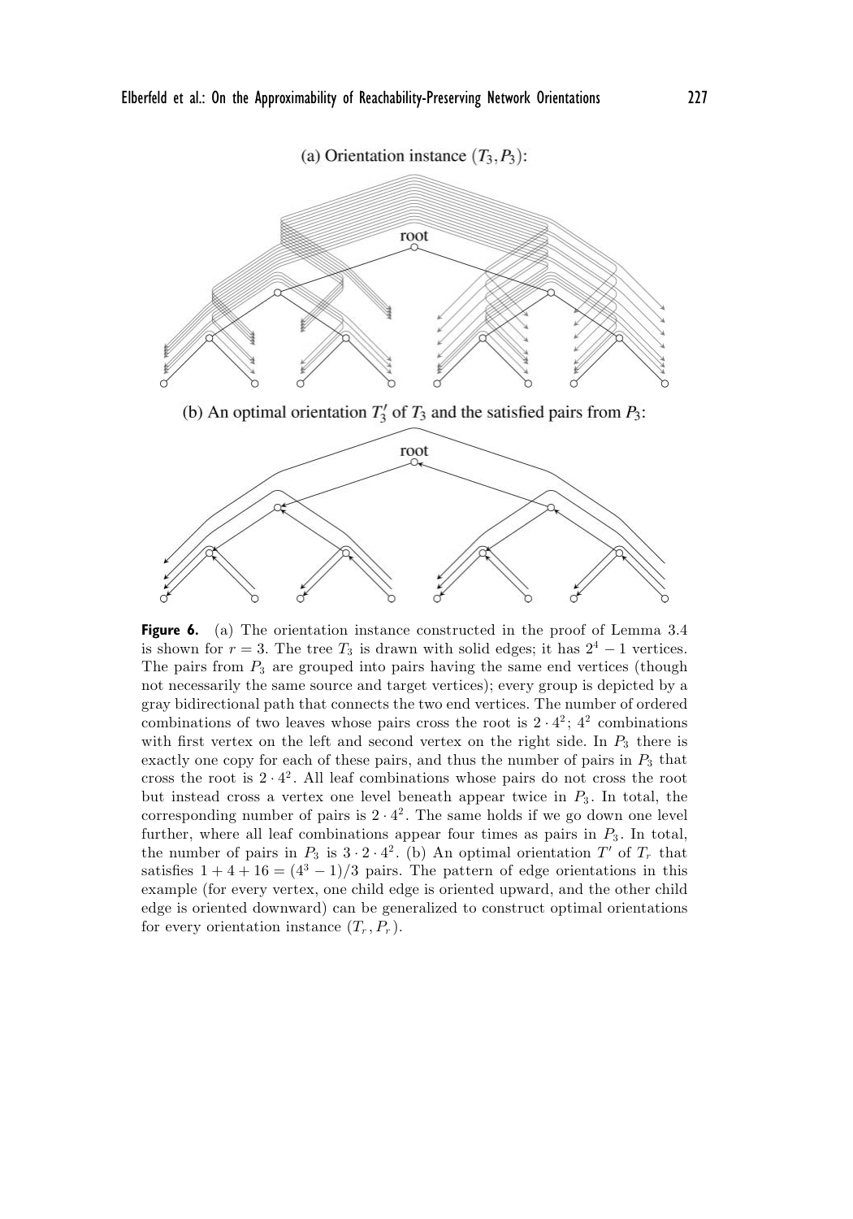(a) Orientation instance $(T_3, P_3)$:

(b) An optimal orientation $T_3'$ of $T_3$ and the satisfied pairs from $P_3$:

**Figure 6.** (a) The orientation instance constructed in the proof of Lemma 3.4 is shown for $r = 3$. The tree $T_3$ is drawn with solid edges; it has $2^4 - 1$ vertices. The pairs from $P_3$ are grouped into pairs having the same end vertices (though not necessarily the same source and target vertices); every group is depicted by a gray bidirectional path that connects the two end vertices. The number of ordered combinations of two leaves whose pairs cross the root is $2 \cdot 4^2$; $4^2$ combinations with first vertex on the left and second vertex on the right side. In $P_3$ there is exactly one copy for each of these pairs, and thus the number of pairs in $P_3$ that cross the root is $2 \cdot 4^2$. All leaf combinations whose pairs do not cross the root but instead cross a vertex one level beneath appear twice in $P_3$. In total, the corresponding number of pairs is $2 \cdot 4^2$. The same holds if we go down one level further, where all leaf combinations appear four times as pairs in $P_3$. In total, the number of pairs in $P_3$ is $3 \cdot 2 \cdot 4^2$. (b) An optimal orientation $T'$ of $T_r$ that satisfies $1 + 4 + 16 = (4^3 - 1)/3$ pairs. The pattern of edge orientations in this example (for every vertex, one child edge is oriented upward, and the other child edge is oriented downward) can be generalized to construct optimal orientations for every orientation instance $(T_r, P_r)$.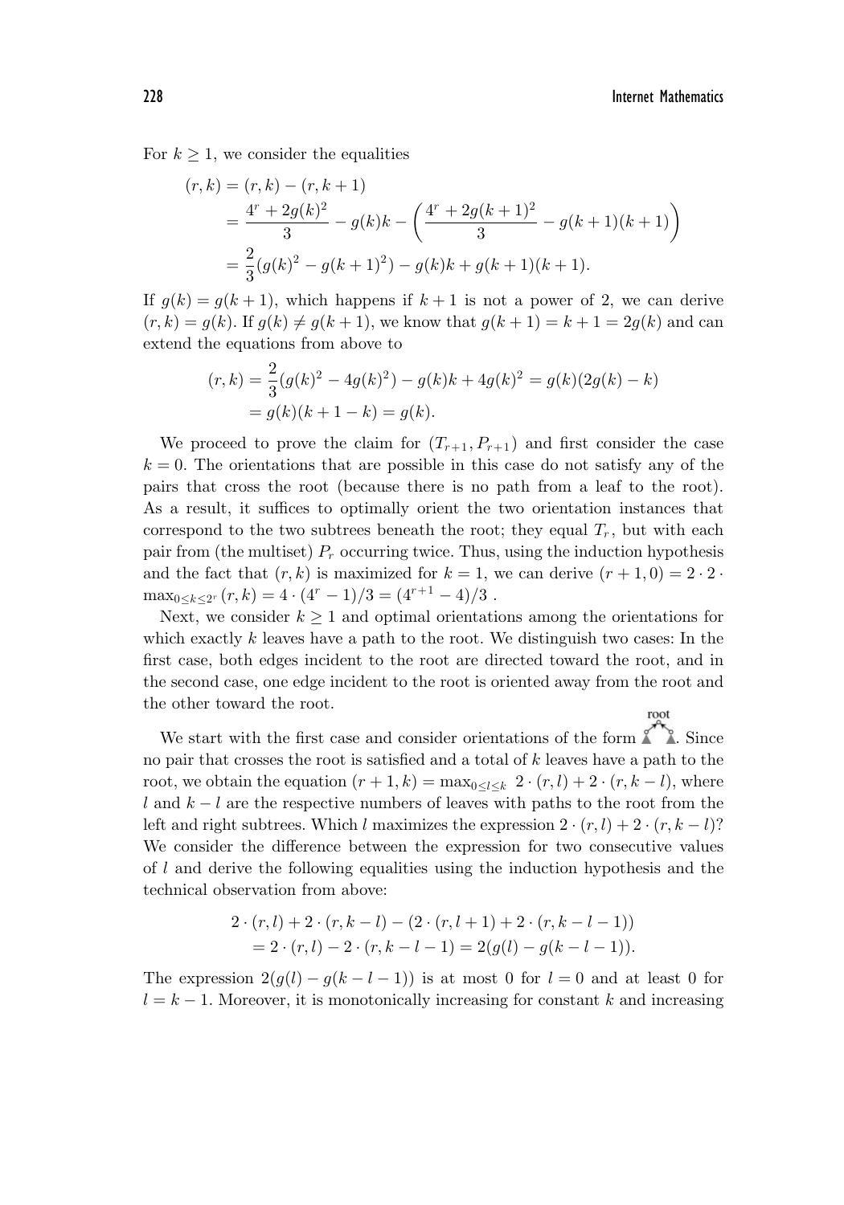For $k \geq 1$, we consider the equalities

$$
\begin{aligned}
(r,k) &= (r,k) - (r,k+1) \\
&= \frac{4^r + 2g(k)^2}{3} - g(k)k - \left(\frac{4^r + 2g(k+1)^2}{3} - g(k+1)(k+1)\right) \\
&= \frac{2}{3}(g(k)^2 - g(k+1)^2) - g(k)k + g(k+1)(k+1).
\end{aligned}
$$

If $g(k) = g(k+1)$, which happens if $k+1$ is not a power of 2, we can derive $(r,k) = g(k)$. If $g(k) \neq g(k+1)$, we know that $g(k+1) = k+1 = 2g(k)$ and can extend the equations from above to

$$
\begin{aligned}
(r,k) &= \frac{2}{3}(g(k)^2 - 4g(k)^2) - g(k)k + 4g(k)^2 = g(k)(2g(k) - k) \\
&= g(k)(k+1-k) = g(k).
\end{aligned}
$$

We proceed to prove the claim for $(T_{r+1}, P_{r+1})$ and first consider the case $k = 0$. The orientations that are possible in this case do not satisfy any of the pairs that cross the root (because there is no path from a leaf to the root). As a result, it suffices to optimally orient the two orientation instances that correspond to the two subtrees beneath the root; they equal $T_r$, but with each pair from (the multiset) $P_r$ occurring twice. Thus, using the induction hypothesis and the fact that $(r,k)$ is maximized for $k = 1$, we can derive $(r+1, 0) = 2 \cdot 2 \cdot \max_{0 \leq k \leq 2^r} (r,k) = 4 \cdot (4^r - 1)/3 = (4^{r+1} - 4)/3$ .

Next, we consider $k \geq 1$ and optimal orientations among the orientations for which exactly $k$ leaves have a path to the root. We distinguish two cases: In the first case, both edges incident to the root are directed toward the root, and in the second case, one edge incident to the root is oriented away from the root and the other toward the root.

We start with the first case and consider orientations of the form root. Since no pair that crosses the root is satisfied and a total of $k$ leaves have a path to the root, we obtain the equation $(r+1, k) = \max_{0 \leq l \leq k} \; 2 \cdot (r,l) + 2 \cdot (r, k-l)$, where $l$ and $k - l$ are the respective numbers of leaves with paths to the root from the left and right subtrees. Which $l$ maximizes the expression $2 \cdot (r,l) + 2 \cdot (r, k-l)$? We consider the difference between the expression for two consecutive values of $l$ and derive the following equalities using the induction hypothesis and the technical observation from above:

$$
\begin{aligned}
&2 \cdot (r,l) + 2 \cdot (r,k-l) - (2 \cdot (r,l+1) + 2 \cdot (r,k-l-1)) \\
&\quad = 2 \cdot (r,l) - 2 \cdot (r,k-l-1) = 2(g(l) - g(k-l-1)).
\end{aligned}
$$

The expression $2(g(l) - g(k-l-1))$ is at most 0 for $l = 0$ and at least 0 for $l = k-1$. Moreover, it is monotonically increasing for constant $k$ and increasing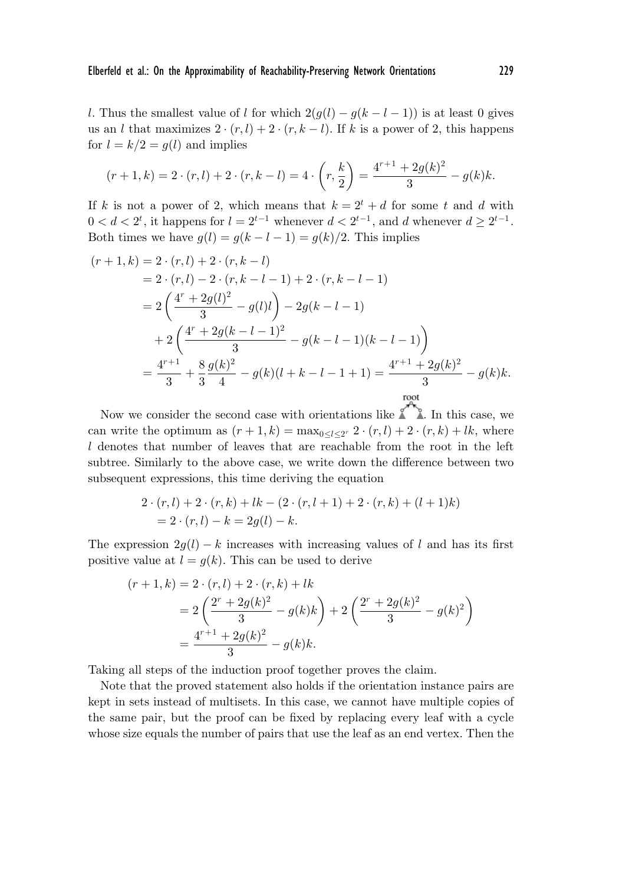$l$. Thus the smallest value of $l$ for which $2(g(l) - g(k-l-1))$ is at least 0 gives us an $l$ that maximizes $2 \cdot (r, l) + 2 \cdot (r, k-l)$. If $k$ is a power of 2, this happens for $l = k/2 = g(l)$ and implies

$$(r+1, k) = 2 \cdot (r, l) + 2 \cdot (r, k-l) = 4 \cdot \left(r, \frac{k}{2}\right) = \frac{4^{r+1} + 2g(k)^2}{3} - g(k)k.$$

If $k$ is not a power of 2, which means that $k = 2^t + d$ for some $t$ and $d$ with $0 < d < 2^t$, it happens for $l = 2^{t-1}$ whenever $d < 2^{t-1}$, and $d$ whenever $d \geq 2^{t-1}$. Both times we have $g(l) = g(k-l-1) = g(k)/2$. This implies

$$\begin{aligned}
(r+1, k) &= 2 \cdot (r, l) + 2 \cdot (r, k-l) \\
&= 2 \cdot (r, l) - 2 \cdot (r, k-l-1) + 2 \cdot (r, k-l-1) \\
&= 2\left(\frac{4^r + 2g(l)^2}{3} - g(l)l\right) - 2g(k-l-1) \\
&\quad + 2\left(\frac{4^r + 2g(k-l-1)^2}{3} - g(k-l-1)(k-l-1)\right) \\
&= \frac{4^{r+1}}{3} + \frac{8}{3}\frac{g(k)^2}{4} - g(k)(l+k-l-1+1) = \frac{4^{r+1} + 2g(k)^2}{3} - g(k)k.
\end{aligned}$$

Now we consider the second case with orientations like root. In this case, we can write the optimum as $(r+1, k) = \max_{0 \leq l \leq 2^r} 2 \cdot (r, l) + 2 \cdot (r, k) + lk$, where $l$ denotes that number of leaves that are reachable from the root in the left subtree. Similarly to the above case, we write down the difference between two subsequent expressions, this time deriving the equation

$$\begin{aligned}
&2 \cdot (r, l) + 2 \cdot (r, k) + lk - (2 \cdot (r, l+1) + 2 \cdot (r, k) + (l+1)k) \\
&\quad = 2 \cdot (r, l) - k = 2g(l) - k.
\end{aligned}$$

The expression $2g(l) - k$ increases with increasing values of $l$ and has its first positive value at $l = g(k)$. This can be used to derive

$$\begin{aligned}
(r+1, k) &= 2 \cdot (r, l) + 2 \cdot (r, k) + lk \\
&= 2\left(\frac{2^r + 2g(k)^2}{3} - g(k)k\right) + 2\left(\frac{2^r + 2g(k)^2}{3} - g(k)^2\right) \\
&= \frac{4^{r+1} + 2g(k)^2}{3} - g(k)k.
\end{aligned}$$

Taking all steps of the induction proof together proves the claim.

Note that the proved statement also holds if the orientation instance pairs are kept in sets instead of multisets. In this case, we cannot have multiple copies of the same pair, but the proof can be fixed by replacing every leaf with a cycle whose size equals the number of pairs that use the leaf as an end vertex. Then the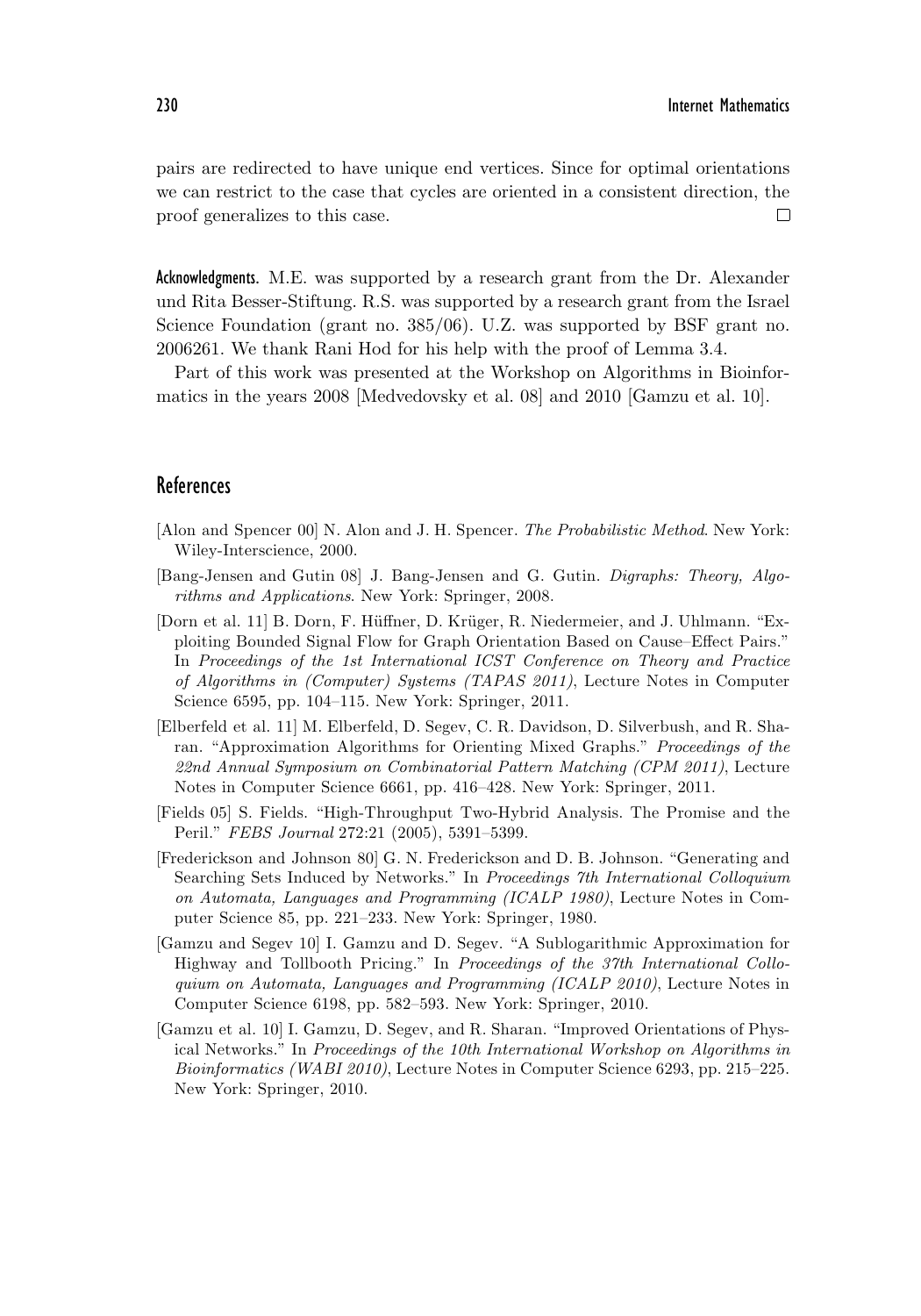pairs are redirected to have unique end vertices. Since for optimal orientations we can restrict to the case that cycles are oriented in a consistent direction, the proof generalizes to this case. □

**Acknowledgments.** M.E. was supported by a research grant from the Dr. Alexander und Rita Besser-Stiftung. R.S. was supported by a research grant from the Israel Science Foundation (grant no. 385/06). U.Z. was supported by BSF grant no. 2006261. We thank Rani Hod for his help with the proof of Lemma 3.4.

Part of this work was presented at the Workshop on Algorithms in Bioinformatics in the years 2008 [Medvedovsky et al. 08] and 2010 [Gamzu et al. 10].

## References

[Alon and Spencer 00] N. Alon and J. H. Spencer. *The Probabilistic Method*. New York: Wiley-Interscience, 2000.

[Bang-Jensen and Gutin 08] J. Bang-Jensen and G. Gutin. *Digraphs: Theory, Algorithms and Applications*. New York: Springer, 2008.

[Dorn et al. 11] B. Dorn, F. Hüffner, D. Krüger, R. Niedermeier, and J. Uhlmann. "Exploiting Bounded Signal Flow for Graph Orientation Based on Cause–Effect Pairs." In *Proceedings of the 1st International ICST Conference on Theory and Practice of Algorithms in (Computer) Systems (TAPAS 2011)*, Lecture Notes in Computer Science 6595, pp. 104–115. New York: Springer, 2011.

[Elberfeld et al. 11] M. Elberfeld, D. Segev, C. R. Davidson, D. Silverbush, and R. Sharan. "Approximation Algorithms for Orienting Mixed Graphs." *Proceedings of the 22nd Annual Symposium on Combinatorial Pattern Matching (CPM 2011)*, Lecture Notes in Computer Science 6661, pp. 416–428. New York: Springer, 2011.

[Fields 05] S. Fields. "High-Throughput Two-Hybrid Analysis. The Promise and the Peril." *FEBS Journal* 272:21 (2005), 5391–5399.

[Frederickson and Johnson 80] G. N. Frederickson and D. B. Johnson. "Generating and Searching Sets Induced by Networks." In *Proceedings 7th International Colloquium on Automata, Languages and Programming (ICALP 1980)*, Lecture Notes in Computer Science 85, pp. 221–233. New York: Springer, 1980.

[Gamzu and Segev 10] I. Gamzu and D. Segev. "A Sublogarithmic Approximation for Highway and Tollbooth Pricing." In *Proceedings of the 37th International Colloquium on Automata, Languages and Programming (ICALP 2010)*, Lecture Notes in Computer Science 6198, pp. 582–593. New York: Springer, 2010.

[Gamzu et al. 10] I. Gamzu, D. Segev, and R. Sharan. "Improved Orientations of Physical Networks." In *Proceedings of the 10th International Workshop on Algorithms in Bioinformatics (WABI 2010)*, Lecture Notes in Computer Science 6293, pp. 215–225. New York: Springer, 2010.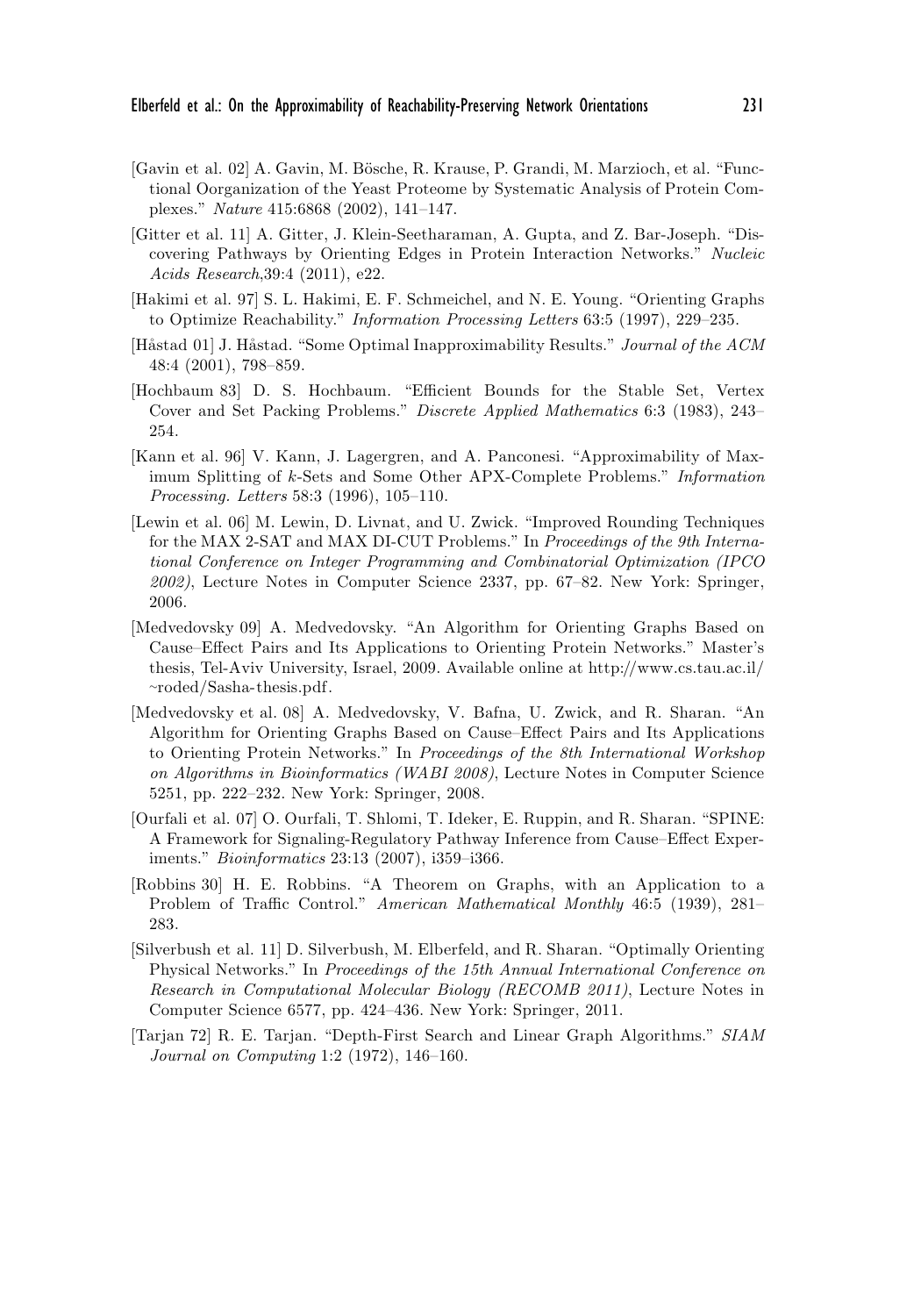[Gavin et al. 02] A. Gavin, M. Bösche, R. Krause, P. Grandi, M. Marzioch, et al. "Functional Oorganization of the Yeast Proteome by Systematic Analysis of Protein Complexes." *Nature* 415:6868 (2002), 141–147.

[Gitter et al. 11] A. Gitter, J. Klein-Seetharaman, A. Gupta, and Z. Bar-Joseph. "Discovering Pathways by Orienting Edges in Protein Interaction Networks." *Nucleic Acids Research*,39:4 (2011), e22.

[Hakimi et al. 97] S. L. Hakimi, E. F. Schmeichel, and N. E. Young. "Orienting Graphs to Optimize Reachability." *Information Processing Letters* 63:5 (1997), 229–235.

[Håstad 01] J. Håstad. "Some Optimal Inapproximability Results." *Journal of the ACM* 48:4 (2001), 798–859.

[Hochbaum 83] D. S. Hochbaum. "Efficient Bounds for the Stable Set, Vertex Cover and Set Packing Problems." *Discrete Applied Mathematics* 6:3 (1983), 243–254.

[Kann et al. 96] V. Kann, J. Lagergren, and A. Panconesi. "Approximability of Maximum Splitting of $k$-Sets and Some Other APX-Complete Problems." *Information Processing. Letters* 58:3 (1996), 105–110.

[Lewin et al. 06] M. Lewin, D. Livnat, and U. Zwick. "Improved Rounding Techniques for the MAX 2-SAT and MAX DI-CUT Problems." In *Proceedings of the 9th International Conference on Integer Programming and Combinatorial Optimization (IPCO 2002)*, Lecture Notes in Computer Science 2337, pp. 67–82. New York: Springer, 2006.

[Medvedovsky 09] A. Medvedovsky. "An Algorithm for Orienting Graphs Based on Cause–Effect Pairs and Its Applications to Orienting Protein Networks." Master's thesis, Tel-Aviv University, Israel, 2009. Available online at http://www.cs.tau.ac.il/~roded/Sasha-thesis.pdf.

[Medvedovsky et al. 08] A. Medvedovsky, V. Bafna, U. Zwick, and R. Sharan. "An Algorithm for Orienting Graphs Based on Cause–Effect Pairs and Its Applications to Orienting Protein Networks." In *Proceedings of the 8th International Workshop on Algorithms in Bioinformatics (WABI 2008)*, Lecture Notes in Computer Science 5251, pp. 222–232. New York: Springer, 2008.

[Ourfali et al. 07] O. Ourfali, T. Shlomi, T. Ideker, E. Ruppin, and R. Sharan. "SPINE: A Framework for Signaling-Regulatory Pathway Inference from Cause–Effect Experiments." *Bioinformatics* 23:13 (2007), i359–i366.

[Robbins 30] H. E. Robbins. "A Theorem on Graphs, with an Application to a Problem of Traffic Control." *American Mathematical Monthly* 46:5 (1939), 281–283.

[Silverbush et al. 11] D. Silverbush, M. Elberfeld, and R. Sharan. "Optimally Orienting Physical Networks." In *Proceedings of the 15th Annual International Conference on Research in Computational Molecular Biology (RECOMB 2011)*, Lecture Notes in Computer Science 6577, pp. 424–436. New York: Springer, 2011.

[Tarjan 72] R. E. Tarjan. "Depth-First Search and Linear Graph Algorithms." *SIAM Journal on Computing* 1:2 (1972), 146–160.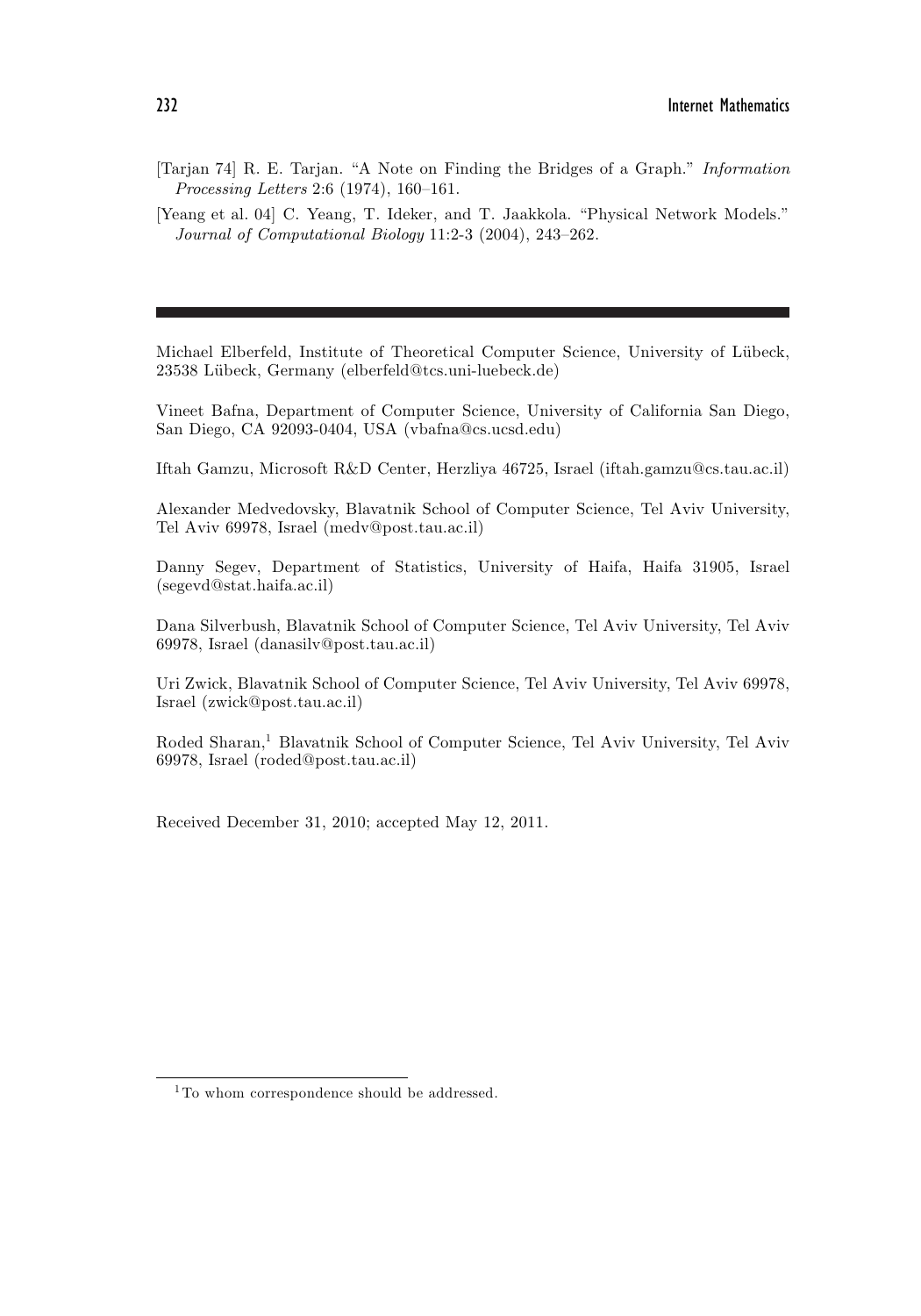[Tarjan 74] R. E. Tarjan. "A Note on Finding the Bridges of a Graph." *Information Processing Letters* 2:6 (1974), 160–161.

[Yeang et al. 04] C. Yeang, T. Ideker, and T. Jaakkola. "Physical Network Models." *Journal of Computational Biology* 11:2-3 (2004), 243–262.

---

Michael Elberfeld, Institute of Theoretical Computer Science, University of Lübeck, 23538 Lübeck, Germany (elberfeld@tcs.uni-luebeck.de)

Vineet Bafna, Department of Computer Science, University of California San Diego, San Diego, CA 92093-0404, USA (vbafna@cs.ucsd.edu)

Iftah Gamzu, Microsoft R&D Center, Herzliya 46725, Israel (iftah.gamzu@cs.tau.ac.il)

Alexander Medvedovsky, Blavatnik School of Computer Science, Tel Aviv University, Tel Aviv 69978, Israel (medv@post.tau.ac.il)

Danny Segev, Department of Statistics, University of Haifa, Haifa 31905, Israel (segevd@stat.haifa.ac.il)

Dana Silverbush, Blavatnik School of Computer Science, Tel Aviv University, Tel Aviv 69978, Israel (danasilv@post.tau.ac.il)

Uri Zwick, Blavatnik School of Computer Science, Tel Aviv University, Tel Aviv 69978, Israel (zwick@post.tau.ac.il)

Roded Sharan,[1] Blavatnik School of Computer Science, Tel Aviv University, Tel Aviv 69978, Israel (roded@post.tau.ac.il)

Received December 31, 2010; accepted May 12, 2011.

[1] To whom correspondence should be addressed.